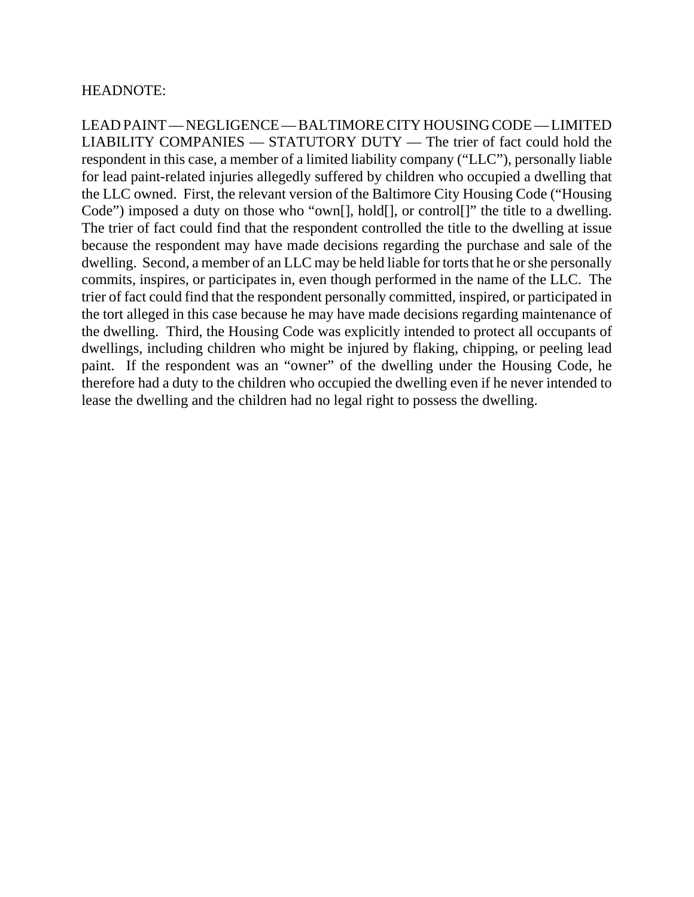HEADNOTE:

LEAD PAINT — NEGLIGENCE — BALTIMORE CITY HOUSING CODE — LIMITED LIABILITY COMPANIES — STATUTORY DUTY — The trier of fact could hold the respondent in this case, a member of a limited liability company ("LLC"), personally liable for lead paint-related injuries allegedly suffered by children who occupied a dwelling that the LLC owned. First, the relevant version of the Baltimore City Housing Code ("Housing Code") imposed a duty on those who "own[], hold[], or control[]" the title to a dwelling. The trier of fact could find that the respondent controlled the title to the dwelling at issue because the respondent may have made decisions regarding the purchase and sale of the dwelling. Second, a member of an LLC may be held liable for torts that he or she personally commits, inspires, or participates in, even though performed in the name of the LLC. The trier of fact could find that the respondent personally committed, inspired, or participated in the tort alleged in this case because he may have made decisions regarding maintenance of the dwelling. Third, the Housing Code was explicitly intended to protect all occupants of dwellings, including children who might be injured by flaking, chipping, or peeling lead paint. If the respondent was an "owner" of the dwelling under the Housing Code, he therefore had a duty to the children who occupied the dwelling even if he never intended to lease the dwelling and the children had no legal right to possess the dwelling.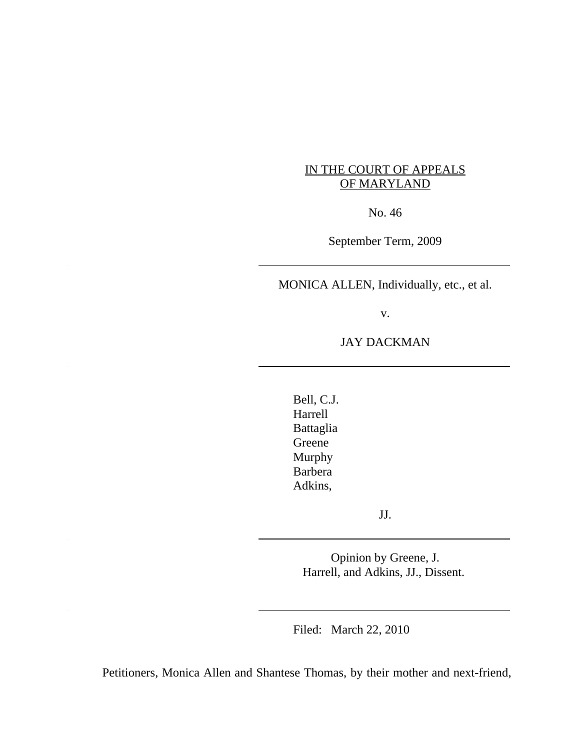IN THE COURT OF APPEALS
OF MARYLAND

No. 46

September Term, 2009

---

MONICA ALLEN, Individually, etc., et al.

v.

JAY DACKMAN

---

Bell, C.J.
Harrell
Battaglia
Greene
Murphy
Barbera
Adkins,

JJ.

---

Opinion by Greene, J.
Harrell, and Adkins, JJ., Dissent.

---

Filed: March 22, 2010

Petitioners, Monica Allen and Shantese Thomas, by their mother and next-friend,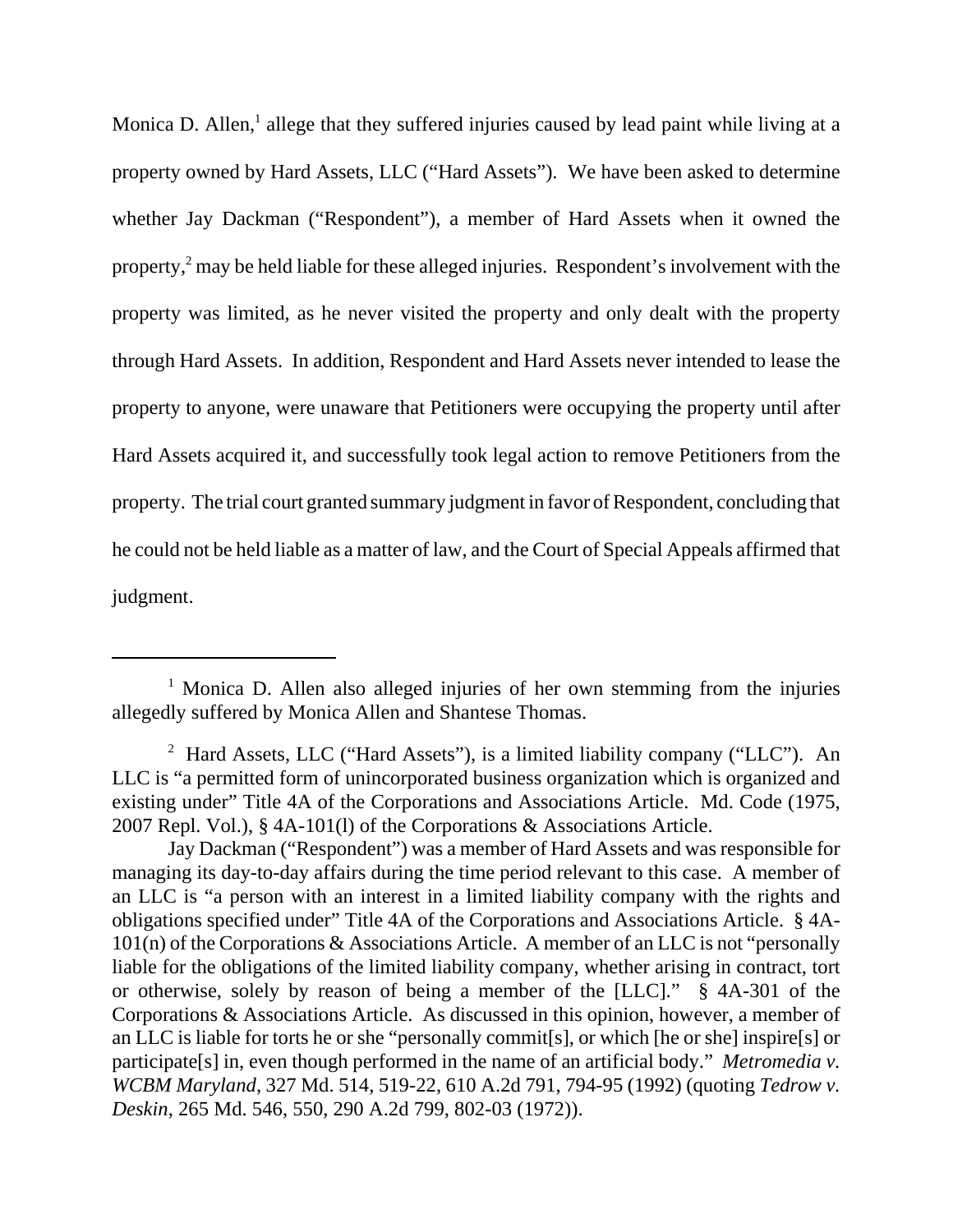Monica D. Allen,[1] allege that they suffered injuries caused by lead paint while living at a property owned by Hard Assets, LLC ("Hard Assets"). We have been asked to determine whether Jay Dackman ("Respondent"), a member of Hard Assets when it owned the property,[2] may be held liable for these alleged injuries. Respondent's involvement with the property was limited, as he never visited the property and only dealt with the property through Hard Assets. In addition, Respondent and Hard Assets never intended to lease the property to anyone, were unaware that Petitioners were occupying the property until after Hard Assets acquired it, and successfully took legal action to remove Petitioners from the property. The trial court granted summary judgment in favor of Respondent, concluding that he could not be held liable as a matter of law, and the Court of Special Appeals affirmed that judgment.

---

[1] Monica D. Allen also alleged injuries of her own stemming from the injuries allegedly suffered by Monica Allen and Shantese Thomas.

[2] Hard Assets, LLC ("Hard Assets"), is a limited liability company ("LLC"). An LLC is "a permitted form of unincorporated business organization which is organized and existing under" Title 4A of the Corporations and Associations Article. Md. Code (1975, 2007 Repl. Vol.), § 4A-101(l) of the Corporations & Associations Article.

Jay Dackman ("Respondent") was a member of Hard Assets and was responsible for managing its day-to-day affairs during the time period relevant to this case. A member of an LLC is "a person with an interest in a limited liability company with the rights and obligations specified under" Title 4A of the Corporations and Associations Article. § 4A-101(n) of the Corporations & Associations Article. A member of an LLC is not "personally liable for the obligations of the limited liability company, whether arising in contract, tort or otherwise, solely by reason of being a member of the [LLC]." § 4A-301 of the Corporations & Associations Article. As discussed in this opinion, however, a member of an LLC is liable for torts he or she "personally commit[s], or which [he or she] inspire[s] or participate[s] in, even though performed in the name of an artificial body." *Metromedia v. WCBM Maryland*, 327 Md. 514, 519-22, 610 A.2d 791, 794-95 (1992) (quoting *Tedrow v. Deskin*, 265 Md. 546, 550, 290 A.2d 799, 802-03 (1972)).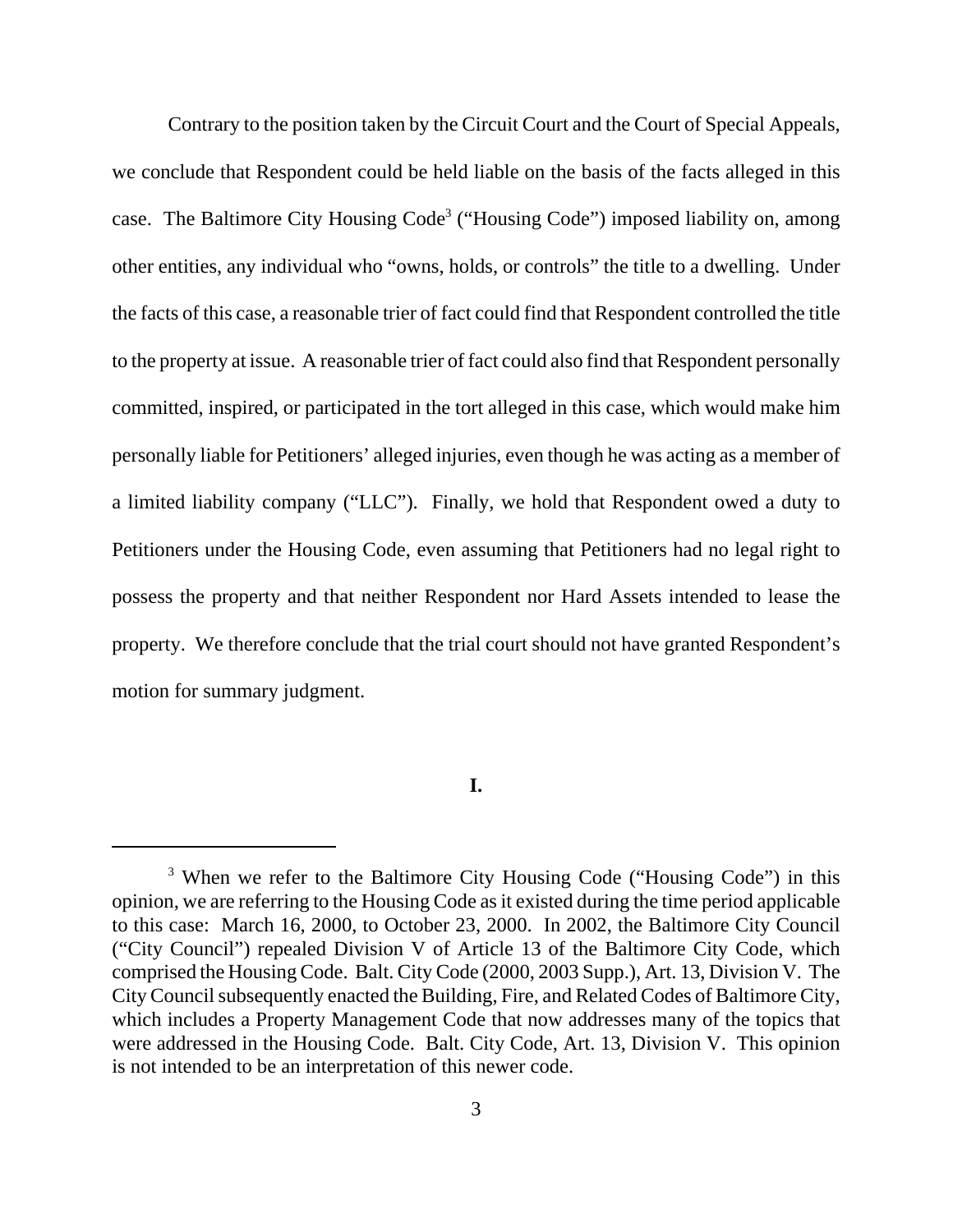Contrary to the position taken by the Circuit Court and the Court of Special Appeals, we conclude that Respondent could be held liable on the basis of the facts alleged in this case. The Baltimore City Housing Code[3] ("Housing Code") imposed liability on, among other entities, any individual who "owns, holds, or controls" the title to a dwelling. Under the facts of this case, a reasonable trier of fact could find that Respondent controlled the title to the property at issue. A reasonable trier of fact could also find that Respondent personally committed, inspired, or participated in the tort alleged in this case, which would make him personally liable for Petitioners' alleged injuries, even though he was acting as a member of a limited liability company ("LLC"). Finally, we hold that Respondent owed a duty to Petitioners under the Housing Code, even assuming that Petitioners had no legal right to possess the property and that neither Respondent nor Hard Assets intended to lease the property. We therefore conclude that the trial court should not have granted Respondent's motion for summary judgment.

## I.

[3] When we refer to the Baltimore City Housing Code ("Housing Code") in this opinion, we are referring to the Housing Code as it existed during the time period applicable to this case: March 16, 2000, to October 23, 2000. In 2002, the Baltimore City Council ("City Council") repealed Division V of Article 13 of the Baltimore City Code, which comprised the Housing Code. Balt. City Code (2000, 2003 Supp.), Art. 13, Division V. The City Council subsequently enacted the Building, Fire, and Related Codes of Baltimore City, which includes a Property Management Code that now addresses many of the topics that were addressed in the Housing Code. Balt. City Code, Art. 13, Division V. This opinion is not intended to be an interpretation of this newer code.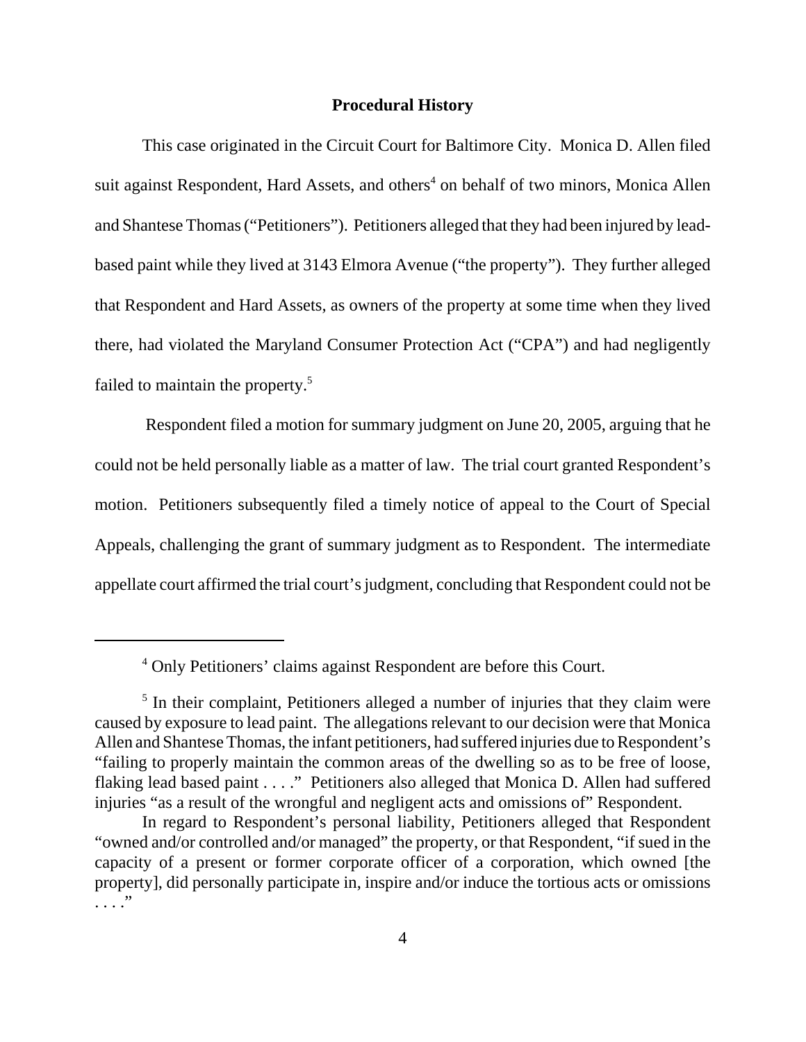## Procedural History

This case originated in the Circuit Court for Baltimore City. Monica D. Allen filed suit against Respondent, Hard Assets, and others[4] on behalf of two minors, Monica Allen and Shantese Thomas ("Petitioners"). Petitioners alleged that they had been injured by lead-based paint while they lived at 3143 Elmora Avenue ("the property"). They further alleged that Respondent and Hard Assets, as owners of the property at some time when they lived there, had violated the Maryland Consumer Protection Act ("CPA") and had negligently failed to maintain the property.[5]

Respondent filed a motion for summary judgment on June 20, 2005, arguing that he could not be held personally liable as a matter of law. The trial court granted Respondent's motion. Petitioners subsequently filed a timely notice of appeal to the Court of Special Appeals, challenging the grant of summary judgment as to Respondent. The intermediate appellate court affirmed the trial court's judgment, concluding that Respondent could not be

---

[4] Only Petitioners' claims against Respondent are before this Court.

[5] In their complaint, Petitioners alleged a number of injuries that they claim were caused by exposure to lead paint. The allegations relevant to our decision were that Monica Allen and Shantese Thomas, the infant petitioners, had suffered injuries due to Respondent's "failing to properly maintain the common areas of the dwelling so as to be free of loose, flaking lead based paint . . . ." Petitioners also alleged that Monica D. Allen had suffered injuries "as a result of the wrongful and negligent acts and omissions of" Respondent.

In regard to Respondent's personal liability, Petitioners alleged that Respondent "owned and/or controlled and/or managed" the property, or that Respondent, "if sued in the capacity of a present or former corporate officer of a corporation, which owned [the property], did personally participate in, inspire and/or induce the tortious acts or omissions . . . ."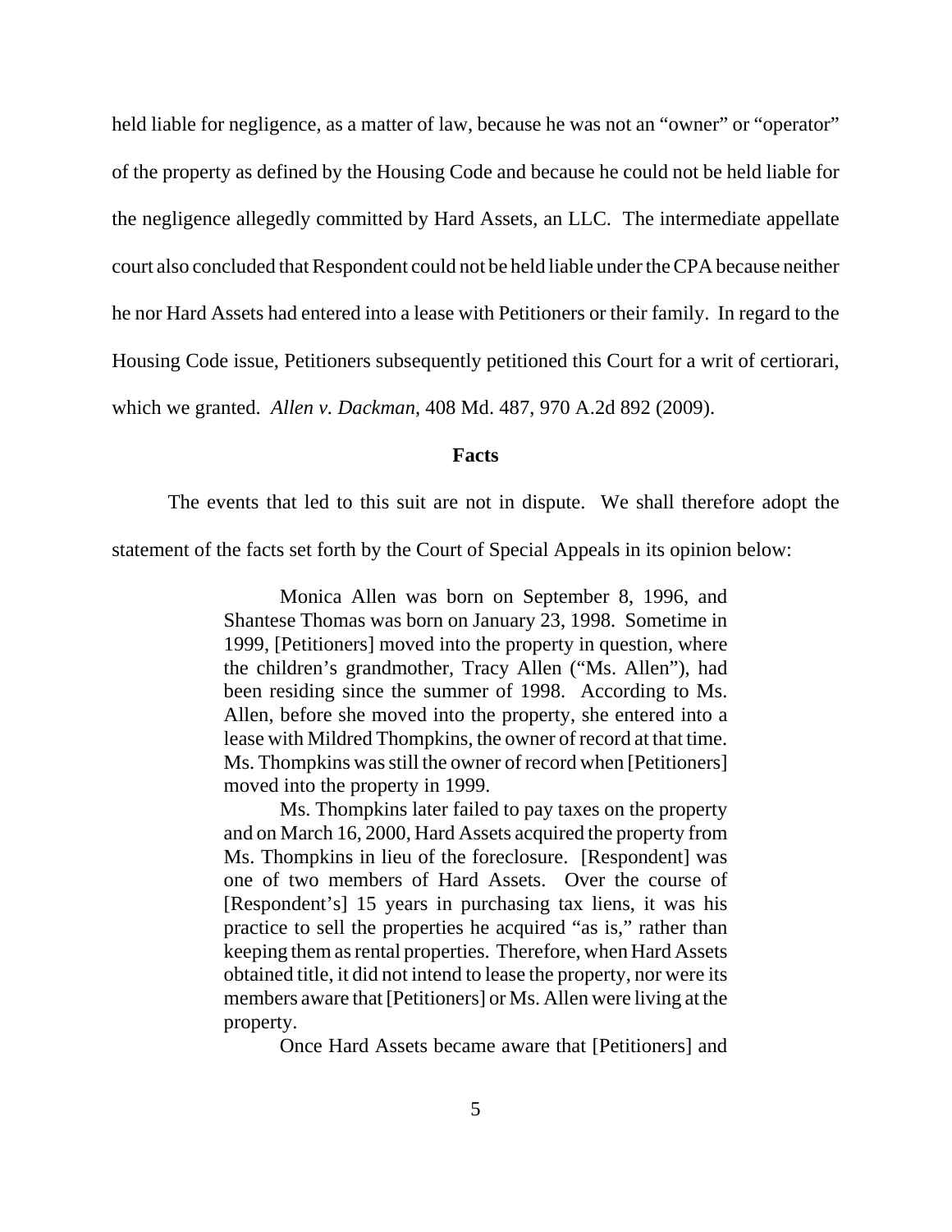held liable for negligence, as a matter of law, because he was not an "owner" or "operator" of the property as defined by the Housing Code and because he could not be held liable for the negligence allegedly committed by Hard Assets, an LLC. The intermediate appellate court also concluded that Respondent could not be held liable under the CPA because neither he nor Hard Assets had entered into a lease with Petitioners or their family. In regard to the Housing Code issue, Petitioners subsequently petitioned this Court for a writ of certiorari, which we granted. *Allen v. Dackman*, 408 Md. 487, 970 A.2d 892 (2009).

## Facts

The events that led to this suit are not in dispute. We shall therefore adopt the statement of the facts set forth by the Court of Special Appeals in its opinion below:

> Monica Allen was born on September 8, 1996, and Shantese Thomas was born on January 23, 1998. Sometime in 1999, [Petitioners] moved into the property in question, where the children's grandmother, Tracy Allen ("Ms. Allen"), had been residing since the summer of 1998. According to Ms. Allen, before she moved into the property, she entered into a lease with Mildred Thompkins, the owner of record at that time. Ms. Thompkins was still the owner of record when [Petitioners] moved into the property in 1999.
>
> Ms. Thompkins later failed to pay taxes on the property and on March 16, 2000, Hard Assets acquired the property from Ms. Thompkins in lieu of the foreclosure. [Respondent] was one of two members of Hard Assets. Over the course of [Respondent's] 15 years in purchasing tax liens, it was his practice to sell the properties he acquired "as is," rather than keeping them as rental properties. Therefore, when Hard Assets obtained title, it did not intend to lease the property, nor were its members aware that [Petitioners] or Ms. Allen were living at the property.
>
> Once Hard Assets became aware that [Petitioners] and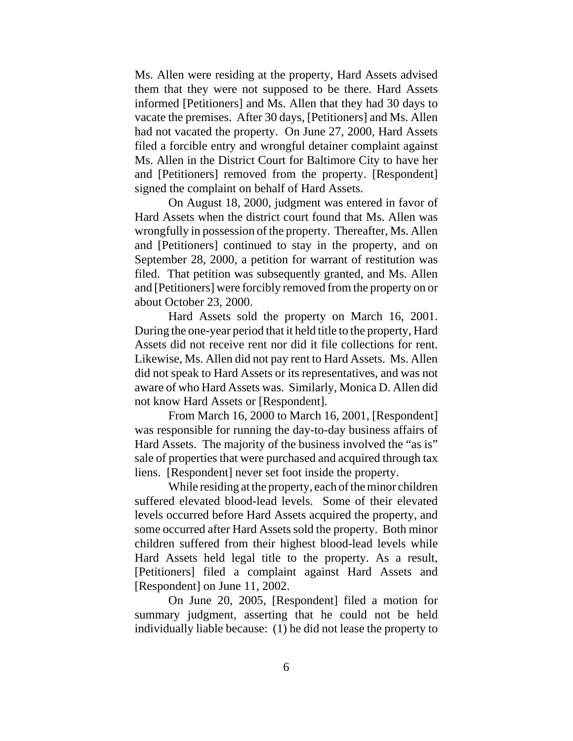Ms. Allen were residing at the property, Hard Assets advised them that they were not supposed to be there. Hard Assets informed [Petitioners] and Ms. Allen that they had 30 days to vacate the premises. After 30 days, [Petitioners] and Ms. Allen had not vacated the property. On June 27, 2000, Hard Assets filed a forcible entry and wrongful detainer complaint against Ms. Allen in the District Court for Baltimore City to have her and [Petitioners] removed from the property. [Respondent] signed the complaint on behalf of Hard Assets.

On August 18, 2000, judgment was entered in favor of Hard Assets when the district court found that Ms. Allen was wrongfully in possession of the property. Thereafter, Ms. Allen and [Petitioners] continued to stay in the property, and on September 28, 2000, a petition for warrant of restitution was filed. That petition was subsequently granted, and Ms. Allen and [Petitioners] were forcibly removed from the property on or about October 23, 2000.

Hard Assets sold the property on March 16, 2001. During the one-year period that it held title to the property, Hard Assets did not receive rent nor did it file collections for rent. Likewise, Ms. Allen did not pay rent to Hard Assets. Ms. Allen did not speak to Hard Assets or its representatives, and was not aware of who Hard Assets was. Similarly, Monica D. Allen did not know Hard Assets or [Respondent].

From March 16, 2000 to March 16, 2001, [Respondent] was responsible for running the day-to-day business affairs of Hard Assets. The majority of the business involved the "as is" sale of properties that were purchased and acquired through tax liens. [Respondent] never set foot inside the property.

While residing at the property, each of the minor children suffered elevated blood-lead levels. Some of their elevated levels occurred before Hard Assets acquired the property, and some occurred after Hard Assets sold the property. Both minor children suffered from their highest blood-lead levels while Hard Assets held legal title to the property. As a result, [Petitioners] filed a complaint against Hard Assets and [Respondent] on June 11, 2002.

On June 20, 2005, [Respondent] filed a motion for summary judgment, asserting that he could not be held individually liable because: (1) he did not lease the property to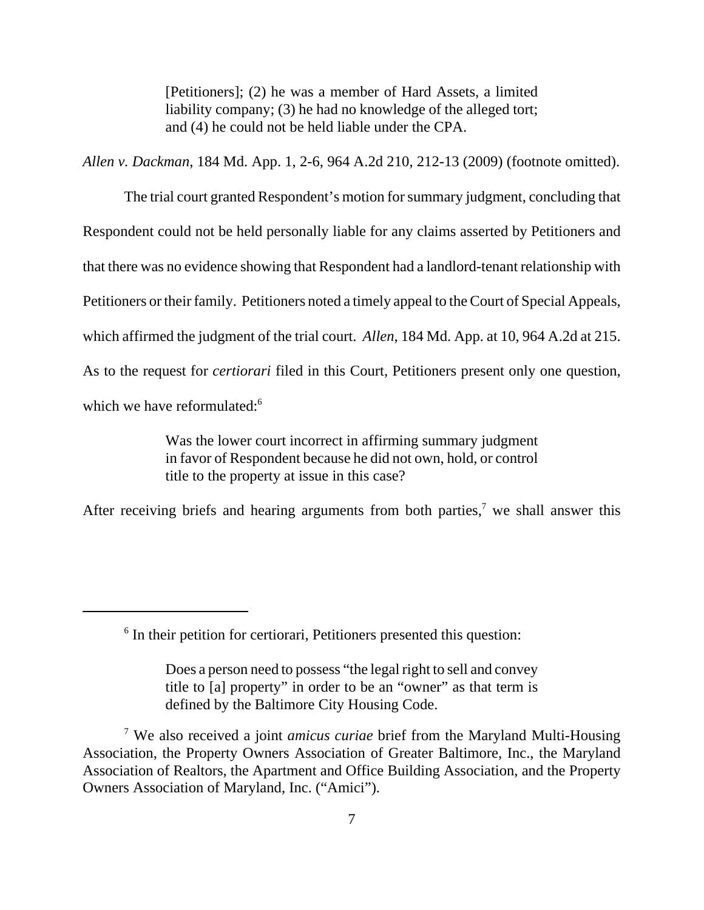> [Petitioners]; (2) he was a member of Hard Assets, a limited liability company; (3) he had no knowledge of the alleged tort; and (4) he could not be held liable under the CPA.

*Allen v. Dackman*, 184 Md. App. 1, 2-6, 964 A.2d 210, 212-13 (2009) (footnote omitted).

The trial court granted Respondent's motion for summary judgment, concluding that Respondent could not be held personally liable for any claims asserted by Petitioners and that there was no evidence showing that Respondent had a landlord-tenant relationship with Petitioners or their family. Petitioners noted a timely appeal to the Court of Special Appeals, which affirmed the judgment of the trial court. *Allen*, 184 Md. App. at 10, 964 A.2d at 215. As to the request for *certiorari* filed in this Court, Petitioners present only one question, which we have reformulated:[6]

> Was the lower court incorrect in affirming summary judgment in favor of Respondent because he did not own, hold, or control title to the property at issue in this case?

After receiving briefs and hearing arguments from both parties,[7] we shall answer this

---

[6] In their petition for certiorari, Petitioners presented this question:

> Does a person need to possess "the legal right to sell and convey title to [a] property" in order to be an "owner" as that term is defined by the Baltimore City Housing Code.

[7] We also received a joint *amicus curiae* brief from the Maryland Multi-Housing Association, the Property Owners Association of Greater Baltimore, Inc., the Maryland Association of Realtors, the Apartment and Office Building Association, and the Property Owners Association of Maryland, Inc. ("Amici").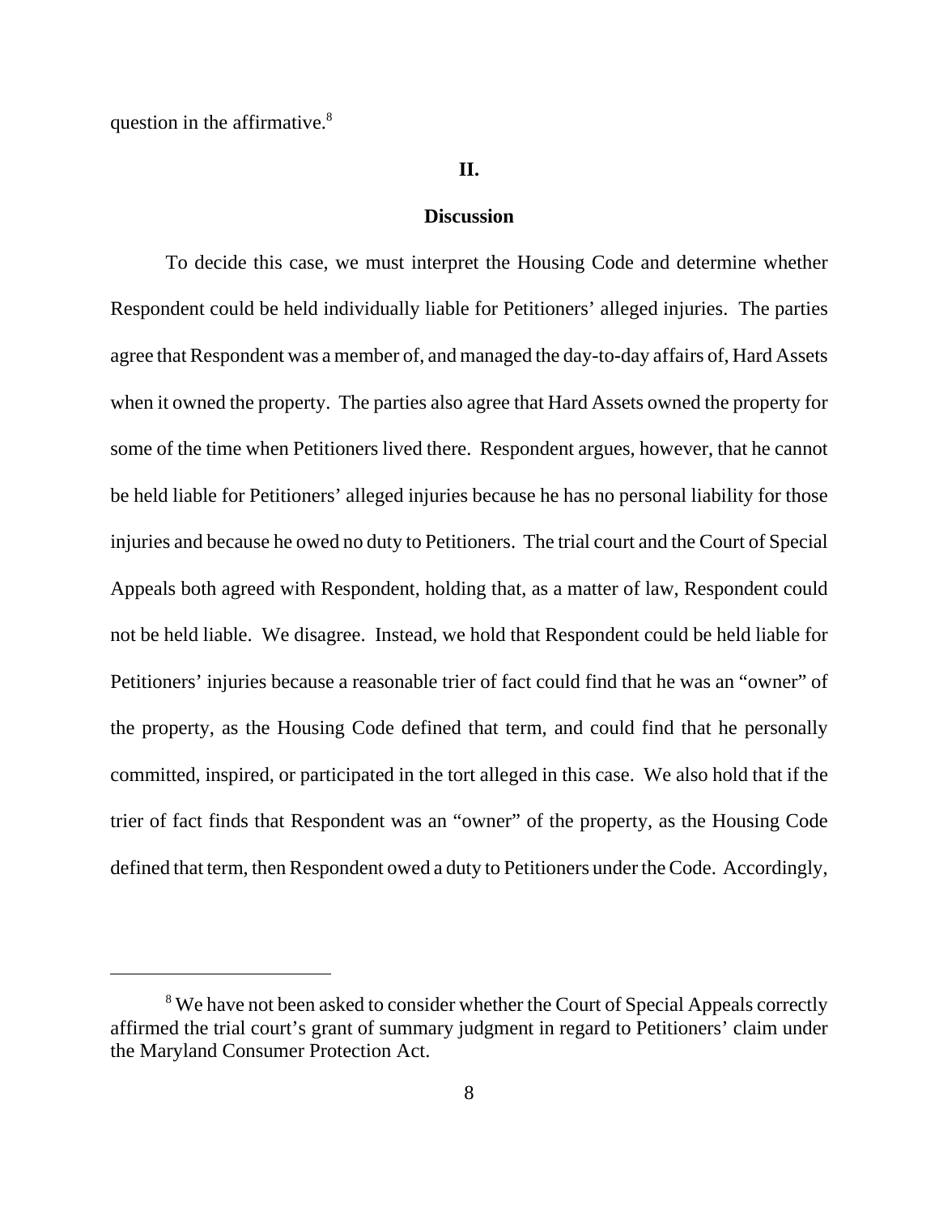question in the affirmative.[8]

## II.

## Discussion

To decide this case, we must interpret the Housing Code and determine whether Respondent could be held individually liable for Petitioners' alleged injuries. The parties agree that Respondent was a member of, and managed the day-to-day affairs of, Hard Assets when it owned the property. The parties also agree that Hard Assets owned the property for some of the time when Petitioners lived there. Respondent argues, however, that he cannot be held liable for Petitioners' alleged injuries because he has no personal liability for those injuries and because he owed no duty to Petitioners. The trial court and the Court of Special Appeals both agreed with Respondent, holding that, as a matter of law, Respondent could not be held liable. We disagree. Instead, we hold that Respondent could be held liable for Petitioners' injuries because a reasonable trier of fact could find that he was an "owner" of the property, as the Housing Code defined that term, and could find that he personally committed, inspired, or participated in the tort alleged in this case. We also hold that if the trier of fact finds that Respondent was an "owner" of the property, as the Housing Code defined that term, then Respondent owed a duty to Petitioners under the Code. Accordingly,

[8] We have not been asked to consider whether the Court of Special Appeals correctly affirmed the trial court's grant of summary judgment in regard to Petitioners' claim under the Maryland Consumer Protection Act.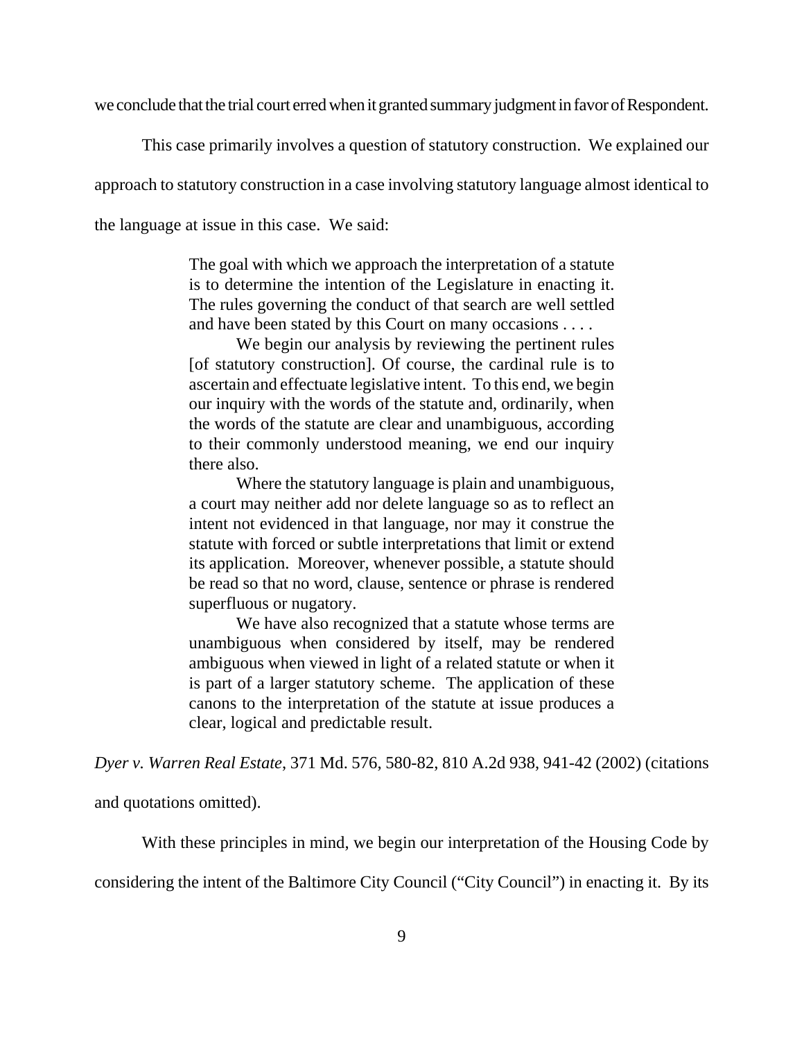we conclude that the trial court erred when it granted summary judgment in favor of Respondent.

This case primarily involves a question of statutory construction. We explained our approach to statutory construction in a case involving statutory language almost identical to the language at issue in this case. We said:

> The goal with which we approach the interpretation of a statute is to determine the intention of the Legislature in enacting it. The rules governing the conduct of that search are well settled and have been stated by this Court on many occasions . . . .
>
> We begin our analysis by reviewing the pertinent rules [of statutory construction]. Of course, the cardinal rule is to ascertain and effectuate legislative intent. To this end, we begin our inquiry with the words of the statute and, ordinarily, when the words of the statute are clear and unambiguous, according to their commonly understood meaning, we end our inquiry there also.
>
> Where the statutory language is plain and unambiguous, a court may neither add nor delete language so as to reflect an intent not evidenced in that language, nor may it construe the statute with forced or subtle interpretations that limit or extend its application. Moreover, whenever possible, a statute should be read so that no word, clause, sentence or phrase is rendered superfluous or nugatory.
>
> We have also recognized that a statute whose terms are unambiguous when considered by itself, may be rendered ambiguous when viewed in light of a related statute or when it is part of a larger statutory scheme. The application of these canons to the interpretation of the statute at issue produces a clear, logical and predictable result.

*Dyer v. Warren Real Estate*, 371 Md. 576, 580-82, 810 A.2d 938, 941-42 (2002) (citations and quotations omitted).

With these principles in mind, we begin our interpretation of the Housing Code by considering the intent of the Baltimore City Council ("City Council") in enacting it. By its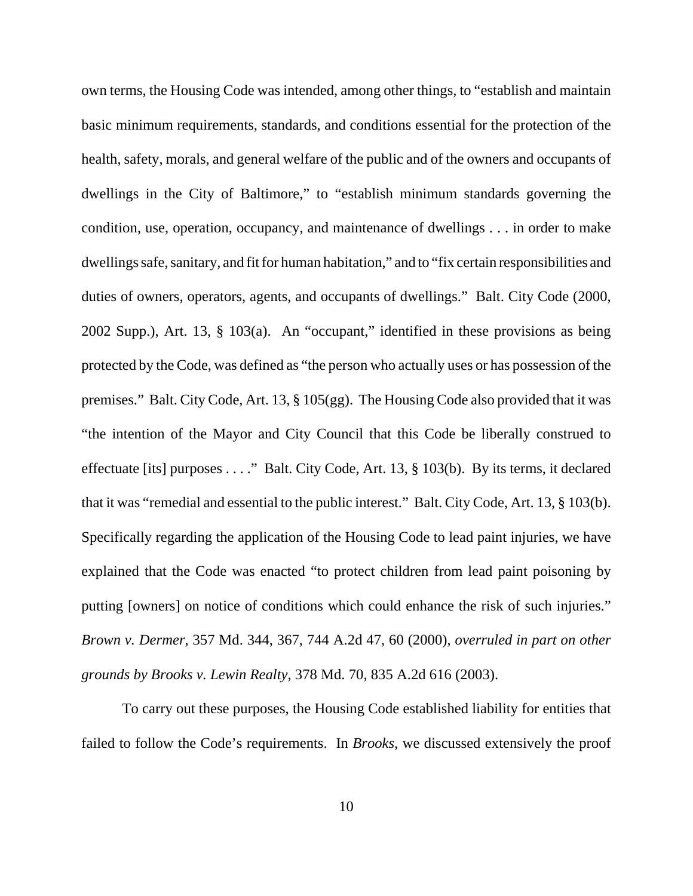own terms, the Housing Code was intended, among other things, to "establish and maintain basic minimum requirements, standards, and conditions essential for the protection of the health, safety, morals, and general welfare of the public and of the owners and occupants of dwellings in the City of Baltimore," to "establish minimum standards governing the condition, use, operation, occupancy, and maintenance of dwellings . . . in order to make dwellings safe, sanitary, and fit for human habitation," and to "fix certain responsibilities and duties of owners, operators, agents, and occupants of dwellings." Balt. City Code (2000, 2002 Supp.), Art. 13, § 103(a). An "occupant," identified in these provisions as being protected by the Code, was defined as "the person who actually uses or has possession of the premises." Balt. City Code, Art. 13, § 105(gg). The Housing Code also provided that it was "the intention of the Mayor and City Council that this Code be liberally construed to effectuate [its] purposes . . . ." Balt. City Code, Art. 13, § 103(b). By its terms, it declared that it was "remedial and essential to the public interest." Balt. City Code, Art. 13, § 103(b). Specifically regarding the application of the Housing Code to lead paint injuries, we have explained that the Code was enacted "to protect children from lead paint poisoning by putting [owners] on notice of conditions which could enhance the risk of such injuries." *Brown v. Dermer*, 357 Md. 344, 367, 744 A.2d 47, 60 (2000), *overruled in part on other grounds by Brooks v. Lewin Realty*, 378 Md. 70, 835 A.2d 616 (2003).

To carry out these purposes, the Housing Code established liability for entities that failed to follow the Code's requirements. In *Brooks*, we discussed extensively the proof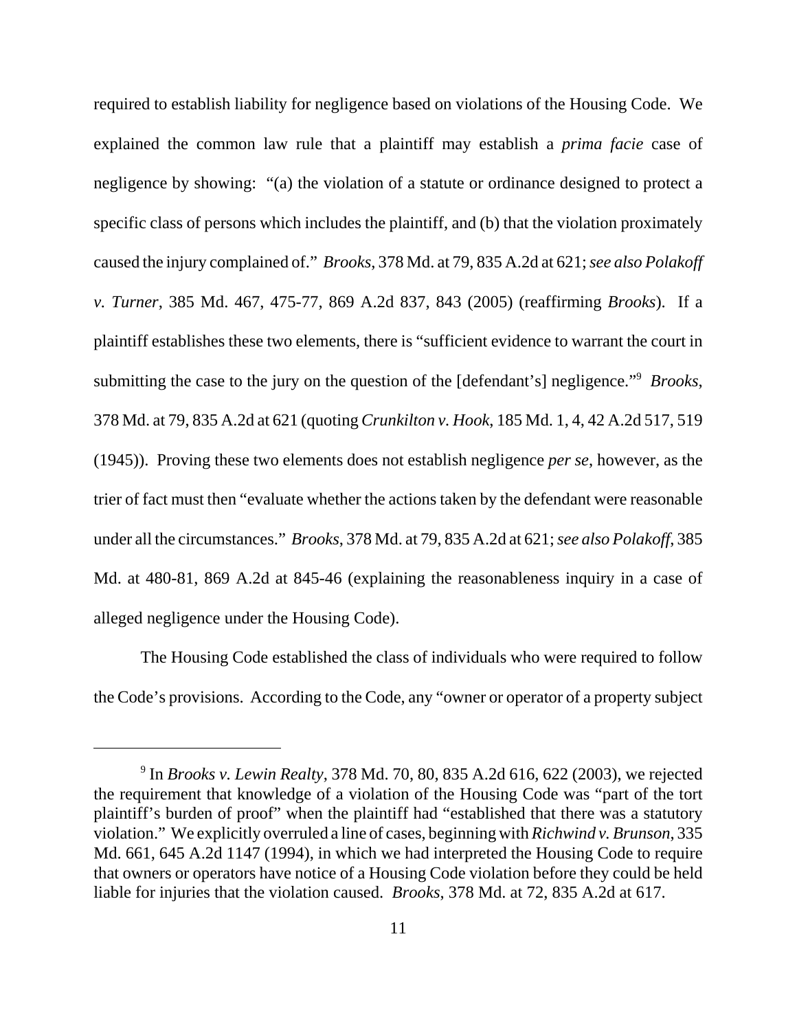required to establish liability for negligence based on violations of the Housing Code. We explained the common law rule that a plaintiff may establish a *prima facie* case of negligence by showing: "(a) the violation of a statute or ordinance designed to protect a specific class of persons which includes the plaintiff, and (b) that the violation proximately caused the injury complained of." *Brooks*, 378 Md. at 79, 835 A.2d at 621; *see also Polakoff v. Turner*, 385 Md. 467, 475-77, 869 A.2d 837, 843 (2005) (reaffirming *Brooks*). If a plaintiff establishes these two elements, there is "sufficient evidence to warrant the court in submitting the case to the jury on the question of the [defendant's] negligence."[9] *Brooks*, 378 Md. at 79, 835 A.2d at 621 (quoting *Crunkilton v. Hook*, 185 Md. 1, 4, 42 A.2d 517, 519 (1945)). Proving these two elements does not establish negligence *per se*, however, as the trier of fact must then "evaluate whether the actions taken by the defendant were reasonable under all the circumstances." *Brooks*, 378 Md. at 79, 835 A.2d at 621; *see also Polakoff*, 385 Md. at 480-81, 869 A.2d at 845-46 (explaining the reasonableness inquiry in a case of alleged negligence under the Housing Code).

The Housing Code established the class of individuals who were required to follow the Code's provisions. According to the Code, any "owner or operator of a property subject

---

[9] In *Brooks v. Lewin Realty*, 378 Md. 70, 80, 835 A.2d 616, 622 (2003), we rejected the requirement that knowledge of a violation of the Housing Code was "part of the tort plaintiff's burden of proof" when the plaintiff had "established that there was a statutory violation." We explicitly overruled a line of cases, beginning with *Richwind v. Brunson*, 335 Md. 661, 645 A.2d 1147 (1994), in which we had interpreted the Housing Code to require that owners or operators have notice of a Housing Code violation before they could be held liable for injuries that the violation caused. *Brooks*, 378 Md. at 72, 835 A.2d at 617.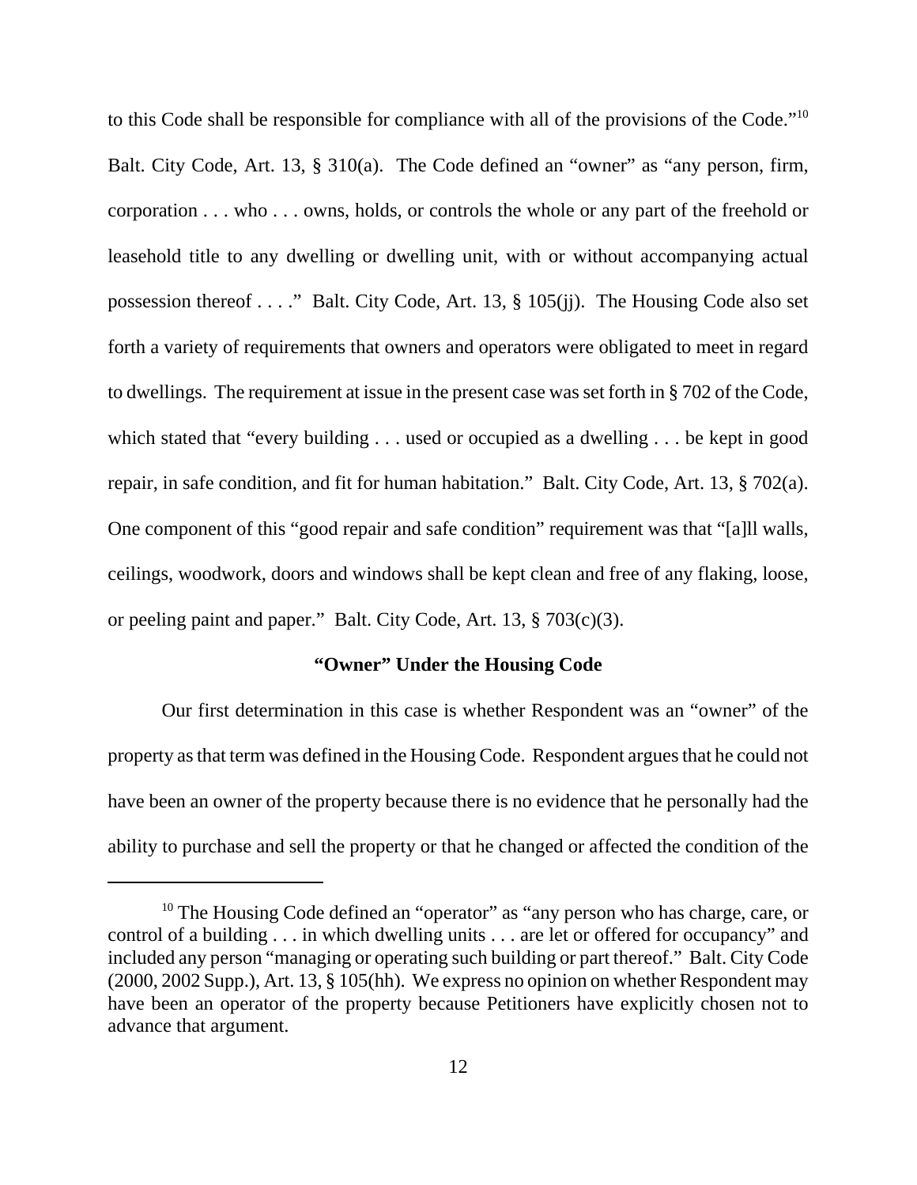to this Code shall be responsible for compliance with all of the provisions of the Code."[10] Balt. City Code, Art. 13, § 310(a). The Code defined an "owner" as "any person, firm, corporation . . . who . . . owns, holds, or controls the whole or any part of the freehold or leasehold title to any dwelling or dwelling unit, with or without accompanying actual possession thereof . . . ." Balt. City Code, Art. 13, § 105(jj). The Housing Code also set forth a variety of requirements that owners and operators were obligated to meet in regard to dwellings. The requirement at issue in the present case was set forth in § 702 of the Code, which stated that "every building . . . used or occupied as a dwelling . . . be kept in good repair, in safe condition, and fit for human habitation." Balt. City Code, Art. 13, § 702(a). One component of this "good repair and safe condition" requirement was that "[a]ll walls, ceilings, woodwork, doors and windows shall be kept clean and free of any flaking, loose, or peeling paint and paper." Balt. City Code, Art. 13, § 703(c)(3).

**"Owner" Under the Housing Code**

Our first determination in this case is whether Respondent was an "owner" of the property as that term was defined in the Housing Code. Respondent argues that he could not have been an owner of the property because there is no evidence that he personally had the ability to purchase and sell the property or that he changed or affected the condition of the

---

[10] The Housing Code defined an "operator" as "any person who has charge, care, or control of a building . . . in which dwelling units . . . are let or offered for occupancy" and included any person "managing or operating such building or part thereof." Balt. City Code (2000, 2002 Supp.), Art. 13, § 105(hh). We express no opinion on whether Respondent may have been an operator of the property because Petitioners have explicitly chosen not to advance that argument.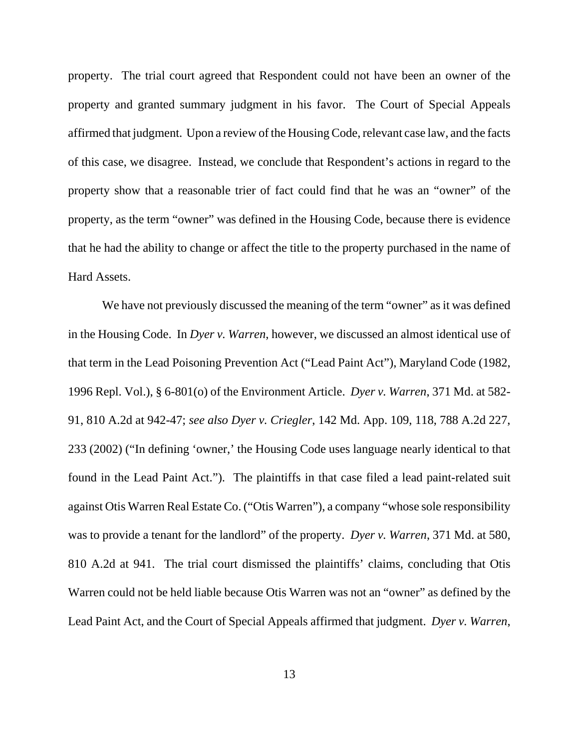property. The trial court agreed that Respondent could not have been an owner of the property and granted summary judgment in his favor. The Court of Special Appeals affirmed that judgment. Upon a review of the Housing Code, relevant case law, and the facts of this case, we disagree. Instead, we conclude that Respondent's actions in regard to the property show that a reasonable trier of fact could find that he was an "owner" of the property, as the term "owner" was defined in the Housing Code, because there is evidence that he had the ability to change or affect the title to the property purchased in the name of Hard Assets.

We have not previously discussed the meaning of the term "owner" as it was defined in the Housing Code. In *Dyer v. Warren*, however, we discussed an almost identical use of that term in the Lead Poisoning Prevention Act ("Lead Paint Act"), Maryland Code (1982, 1996 Repl. Vol.), § 6-801(o) of the Environment Article. *Dyer v. Warren*, 371 Md. at 582-91, 810 A.2d at 942-47; *see also Dyer v. Criegler*, 142 Md. App. 109, 118, 788 A.2d 227, 233 (2002) ("In defining 'owner,' the Housing Code uses language nearly identical to that found in the Lead Paint Act."). The plaintiffs in that case filed a lead paint-related suit against Otis Warren Real Estate Co. ("Otis Warren"), a company "whose sole responsibility was to provide a tenant for the landlord" of the property. *Dyer v. Warren*, 371 Md. at 580, 810 A.2d at 941. The trial court dismissed the plaintiffs' claims, concluding that Otis Warren could not be held liable because Otis Warren was not an "owner" as defined by the Lead Paint Act, and the Court of Special Appeals affirmed that judgment. *Dyer v. Warren*,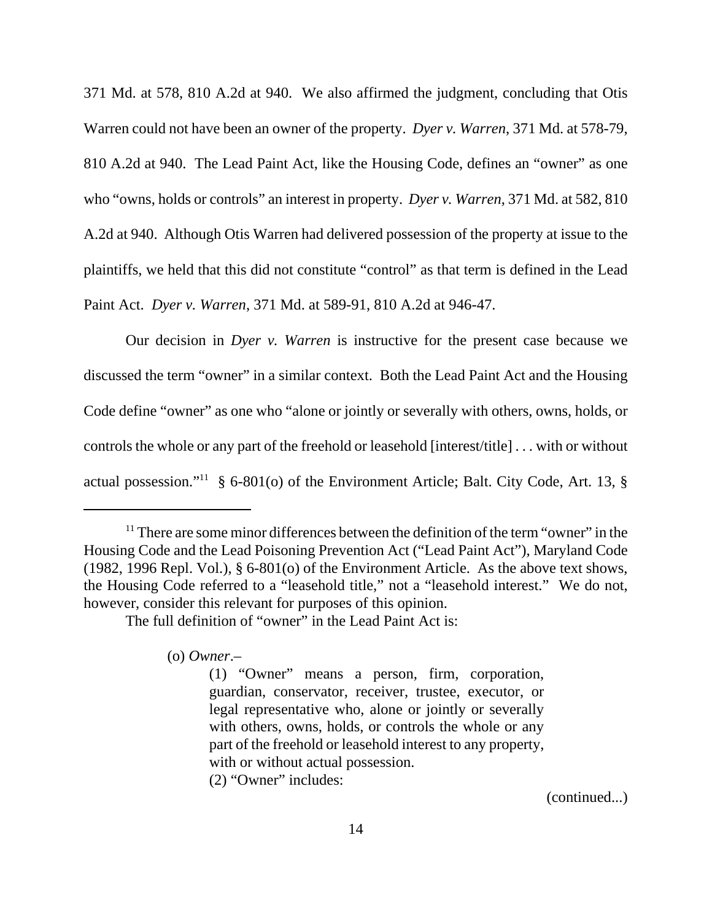371 Md. at 578, 810 A.2d at 940. We also affirmed the judgment, concluding that Otis Warren could not have been an owner of the property. *Dyer v. Warren*, 371 Md. at 578-79, 810 A.2d at 940. The Lead Paint Act, like the Housing Code, defines an "owner" as one who "owns, holds or controls" an interest in property. *Dyer v. Warren*, 371 Md. at 582, 810 A.2d at 940. Although Otis Warren had delivered possession of the property at issue to the plaintiffs, we held that this did not constitute "control" as that term is defined in the Lead Paint Act. *Dyer v. Warren*, 371 Md. at 589-91, 810 A.2d at 946-47.

Our decision in *Dyer v. Warren* is instructive for the present case because we discussed the term "owner" in a similar context. Both the Lead Paint Act and the Housing Code define "owner" as one who "alone or jointly or severally with others, owns, holds, or controls the whole or any part of the freehold or leasehold [interest/title] . . . with or without actual possession."[11] § 6-801(o) of the Environment Article; Balt. City Code, Art. 13, §

---

[11] There are some minor differences between the definition of the term "owner" in the Housing Code and the Lead Poisoning Prevention Act ("Lead Paint Act"), Maryland Code (1982, 1996 Repl. Vol.), § 6-801(o) of the Environment Article. As the above text shows, the Housing Code referred to a "leasehold title," not a "leasehold interest." We do not, however, consider this relevant for purposes of this opinion.

The full definition of "owner" in the Lead Paint Act is:

> (o) *Owner*.–
>
> (1) "Owner" means a person, firm, corporation, guardian, conservator, receiver, trustee, executor, or legal representative who, alone or jointly or severally with others, owns, holds, or controls the whole or any part of the freehold or leasehold interest to any property, with or without actual possession.
>
> (2) "Owner" includes:

(continued...)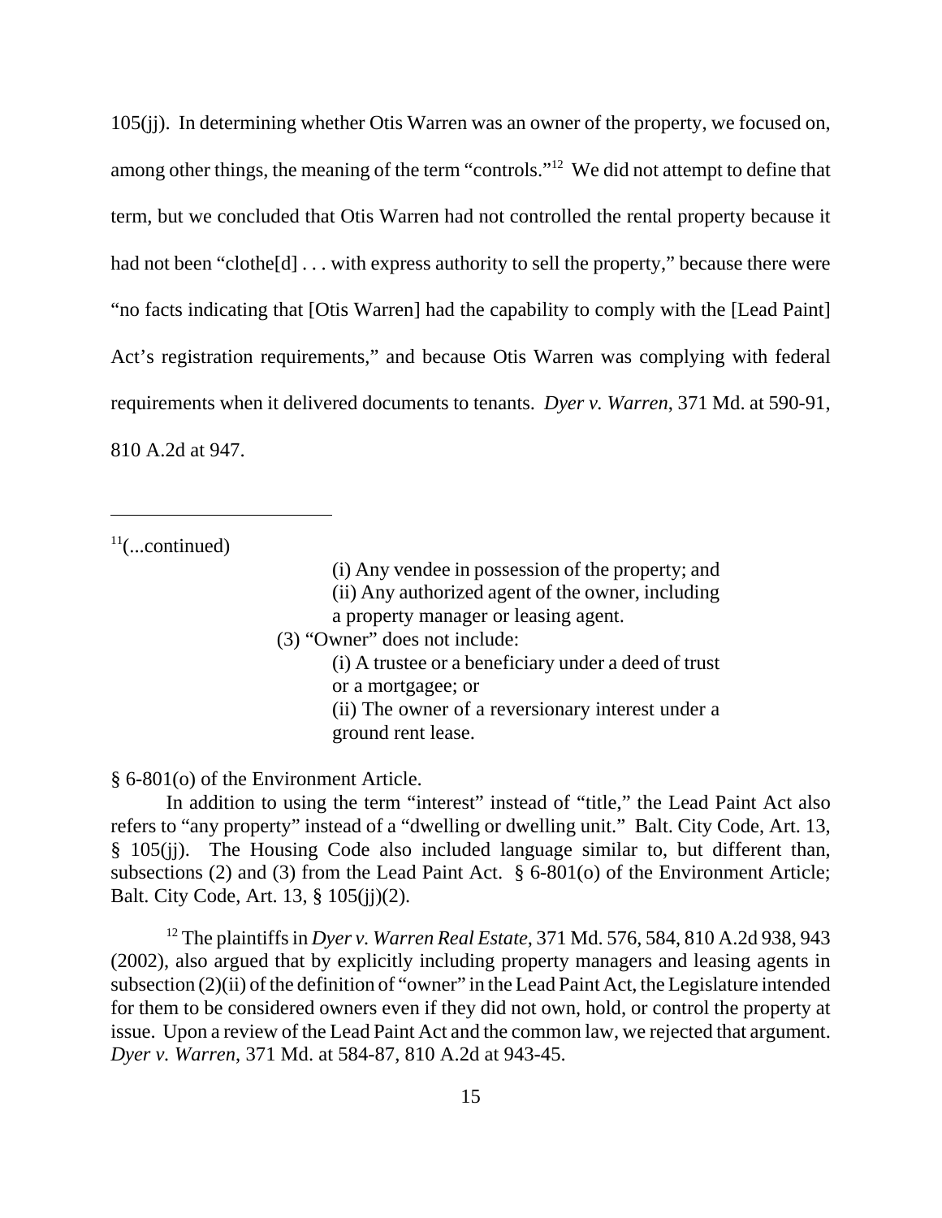105(jj). In determining whether Otis Warren was an owner of the property, we focused on, among other things, the meaning of the term "controls."[12] We did not attempt to define that term, but we concluded that Otis Warren had not controlled the rental property because it had not been "clothe[d] . . . with express authority to sell the property," because there were "no facts indicating that [Otis Warren] had the capability to comply with the [Lead Paint] Act's registration requirements," and because Otis Warren was complying with federal requirements when it delivered documents to tenants. *Dyer v. Warren*, 371 Md. at 590-91, 810 A.2d at 947.

---

[11](...continued)

> (i) Any vendee in possession of the property; and
> (ii) Any authorized agent of the owner, including a property manager or leasing agent.
>
> (3) "Owner" does not include:
>
> (i) A trustee or a beneficiary under a deed of trust or a mortgagee; or
> (ii) The owner of a reversionary interest under a ground rent lease.

§ 6-801(o) of the Environment Article.

In addition to using the term "interest" instead of "title," the Lead Paint Act also refers to "any property" instead of a "dwelling or dwelling unit." Balt. City Code, Art. 13, § 105(jj). The Housing Code also included language similar to, but different than, subsections (2) and (3) from the Lead Paint Act. § 6-801(o) of the Environment Article; Balt. City Code, Art. 13, § 105(jj)(2).

[12] The plaintiffs in *Dyer v. Warren Real Estate*, 371 Md. 576, 584, 810 A.2d 938, 943 (2002), also argued that by explicitly including property managers and leasing agents in subsection (2)(ii) of the definition of "owner" in the Lead Paint Act, the Legislature intended for them to be considered owners even if they did not own, hold, or control the property at issue. Upon a review of the Lead Paint Act and the common law, we rejected that argument. *Dyer v. Warren*, 371 Md. at 584-87, 810 A.2d at 943-45.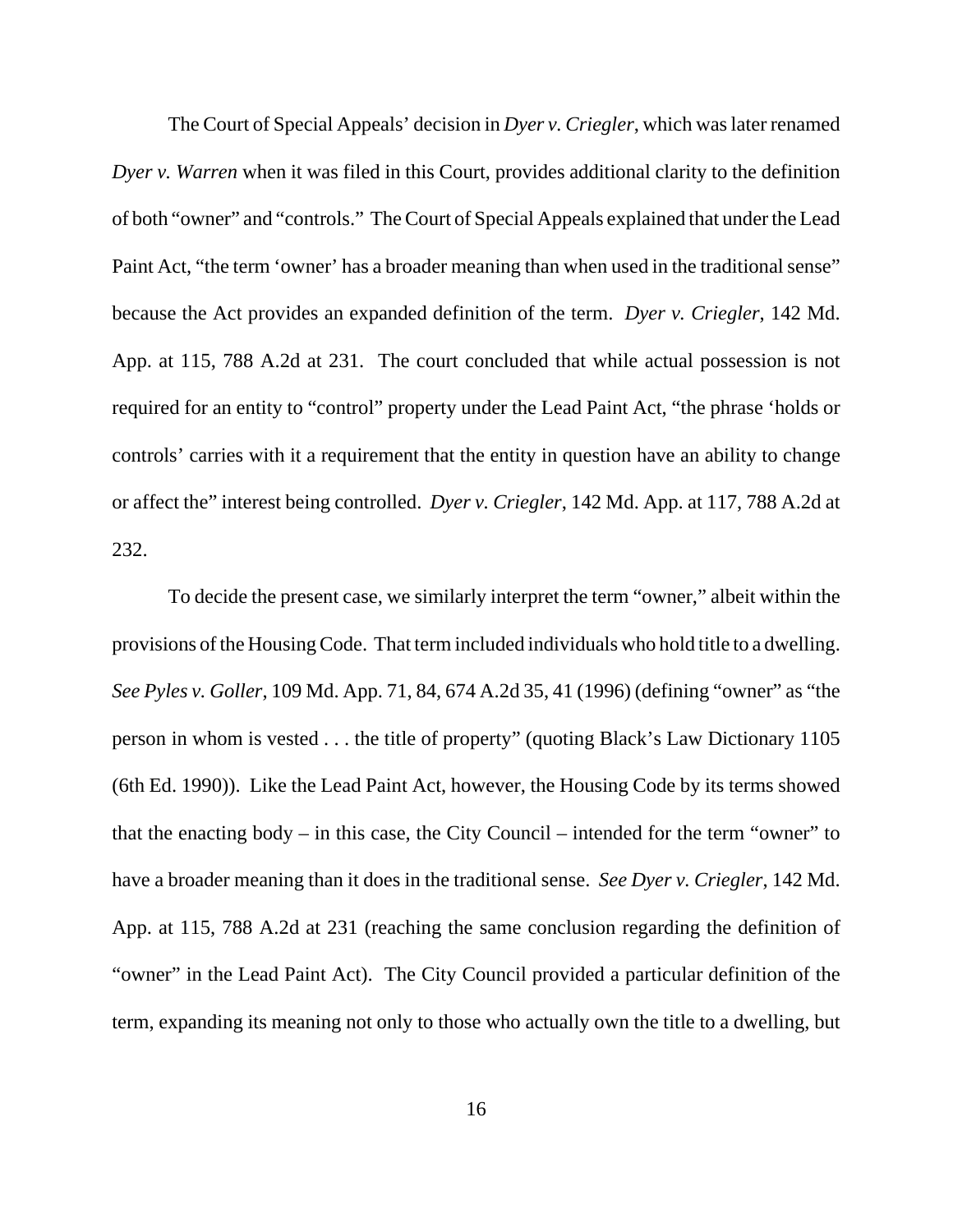The Court of Special Appeals' decision in *Dyer v. Criegler*, which was later renamed *Dyer v. Warren* when it was filed in this Court, provides additional clarity to the definition of both "owner" and "controls." The Court of Special Appeals explained that under the Lead Paint Act, "the term 'owner' has a broader meaning than when used in the traditional sense" because the Act provides an expanded definition of the term. *Dyer v. Criegler*, 142 Md. App. at 115, 788 A.2d at 231. The court concluded that while actual possession is not required for an entity to "control" property under the Lead Paint Act, "the phrase 'holds or controls' carries with it a requirement that the entity in question have an ability to change or affect the" interest being controlled. *Dyer v. Criegler*, 142 Md. App. at 117, 788 A.2d at 232.

To decide the present case, we similarly interpret the term "owner," albeit within the provisions of the Housing Code. That term included individuals who hold title to a dwelling. *See Pyles v. Goller*, 109 Md. App. 71, 84, 674 A.2d 35, 41 (1996) (defining "owner" as "the person in whom is vested . . . the title of property" (quoting Black's Law Dictionary 1105 (6th Ed. 1990)). Like the Lead Paint Act, however, the Housing Code by its terms showed that the enacting body – in this case, the City Council – intended for the term "owner" to have a broader meaning than it does in the traditional sense. *See Dyer v. Criegler*, 142 Md. App. at 115, 788 A.2d at 231 (reaching the same conclusion regarding the definition of "owner" in the Lead Paint Act). The City Council provided a particular definition of the term, expanding its meaning not only to those who actually own the title to a dwelling, but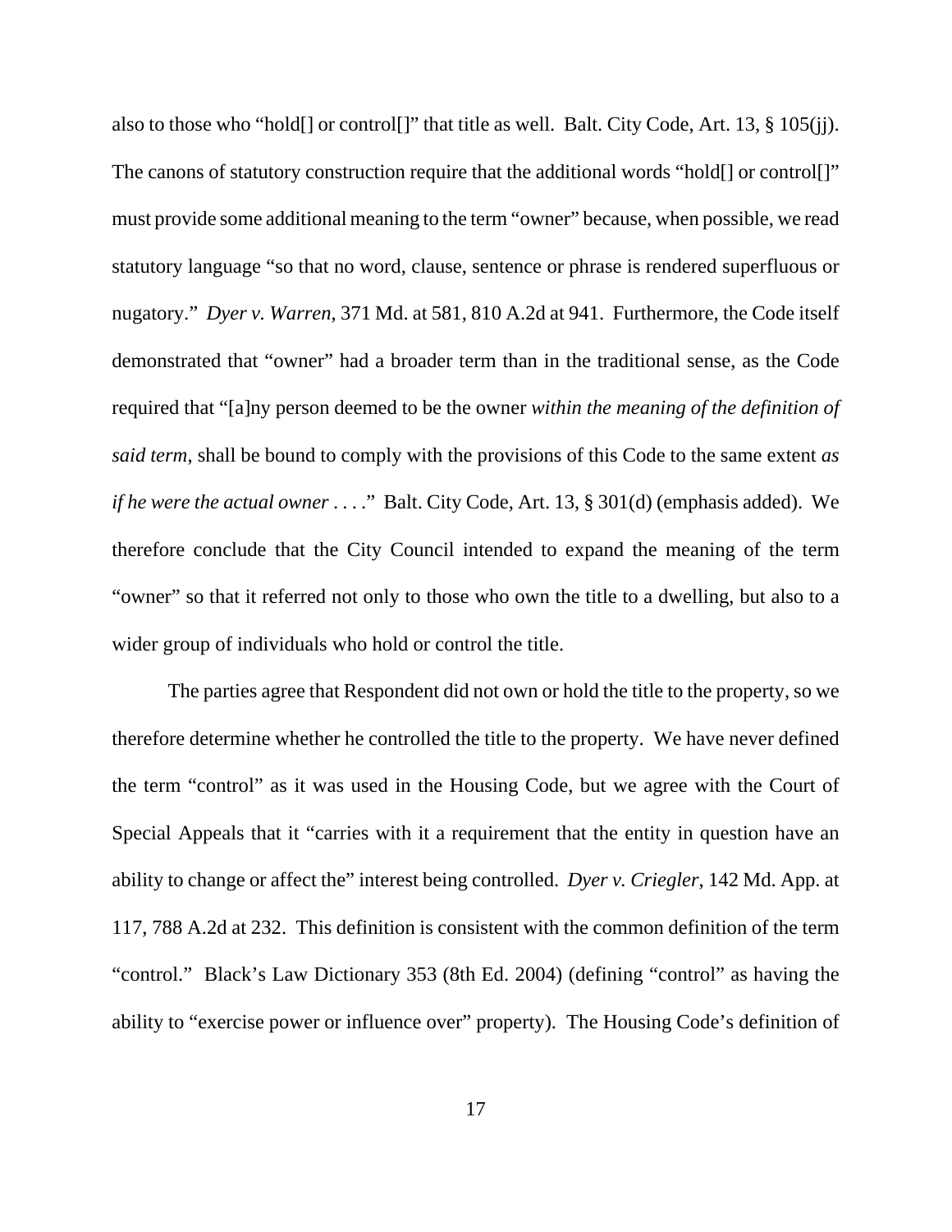also to those who "hold[] or control[]" that title as well. Balt. City Code, Art. 13, § 105(jj). The canons of statutory construction require that the additional words "hold[] or control[]" must provide some additional meaning to the term "owner" because, when possible, we read statutory language "so that no word, clause, sentence or phrase is rendered superfluous or nugatory." *Dyer v. Warren*, 371 Md. at 581, 810 A.2d at 941. Furthermore, the Code itself demonstrated that "owner" had a broader term than in the traditional sense, as the Code required that "[a]ny person deemed to be the owner *within the meaning of the definition of said term*, shall be bound to comply with the provisions of this Code to the same extent *as if he were the actual owner* . . . ." Balt. City Code, Art. 13, § 301(d) (emphasis added). We therefore conclude that the City Council intended to expand the meaning of the term "owner" so that it referred not only to those who own the title to a dwelling, but also to a wider group of individuals who hold or control the title.

The parties agree that Respondent did not own or hold the title to the property, so we therefore determine whether he controlled the title to the property. We have never defined the term "control" as it was used in the Housing Code, but we agree with the Court of Special Appeals that it "carries with it a requirement that the entity in question have an ability to change or affect the" interest being controlled. *Dyer v. Criegler*, 142 Md. App. at 117, 788 A.2d at 232. This definition is consistent with the common definition of the term "control." Black's Law Dictionary 353 (8th Ed. 2004) (defining "control" as having the ability to "exercise power or influence over" property). The Housing Code's definition of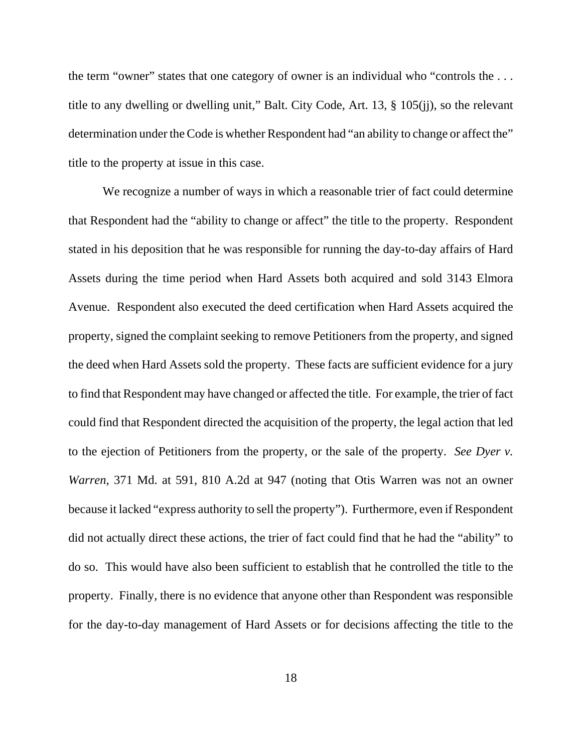the term "owner" states that one category of owner is an individual who "controls the . . . title to any dwelling or dwelling unit," Balt. City Code, Art. 13, § 105(jj), so the relevant determination under the Code is whether Respondent had "an ability to change or affect the" title to the property at issue in this case.

We recognize a number of ways in which a reasonable trier of fact could determine that Respondent had the "ability to change or affect" the title to the property. Respondent stated in his deposition that he was responsible for running the day-to-day affairs of Hard Assets during the time period when Hard Assets both acquired and sold 3143 Elmora Avenue. Respondent also executed the deed certification when Hard Assets acquired the property, signed the complaint seeking to remove Petitioners from the property, and signed the deed when Hard Assets sold the property. These facts are sufficient evidence for a jury to find that Respondent may have changed or affected the title. For example, the trier of fact could find that Respondent directed the acquisition of the property, the legal action that led to the ejection of Petitioners from the property, or the sale of the property. *See Dyer v. Warren*, 371 Md. at 591, 810 A.2d at 947 (noting that Otis Warren was not an owner because it lacked "express authority to sell the property"). Furthermore, even if Respondent did not actually direct these actions, the trier of fact could find that he had the "ability" to do so. This would have also been sufficient to establish that he controlled the title to the property. Finally, there is no evidence that anyone other than Respondent was responsible for the day-to-day management of Hard Assets or for decisions affecting the title to the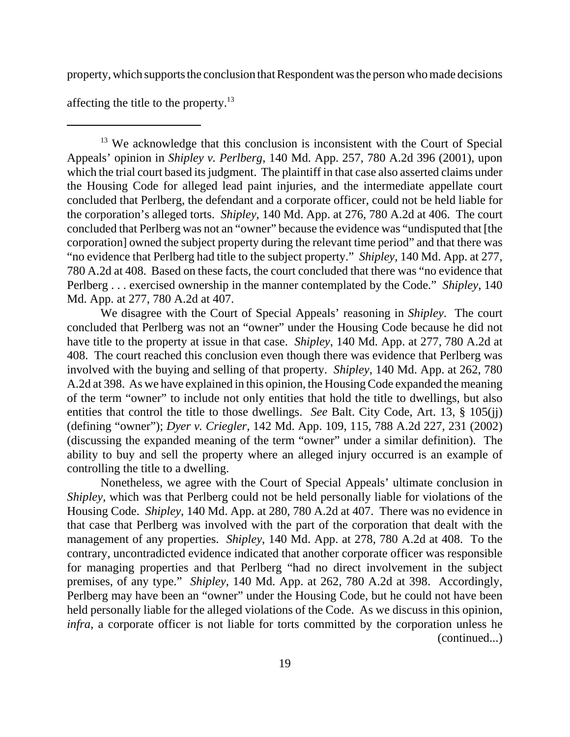property, which supports the conclusion that Respondent was the person who made decisions affecting the title to the property.[13]

---

[13] We acknowledge that this conclusion is inconsistent with the Court of Special Appeals' opinion in *Shipley v. Perlberg*, 140 Md. App. 257, 780 A.2d 396 (2001), upon which the trial court based its judgment. The plaintiff in that case also asserted claims under the Housing Code for alleged lead paint injuries, and the intermediate appellate court concluded that Perlberg, the defendant and a corporate officer, could not be held liable for the corporation's alleged torts. *Shipley*, 140 Md. App. at 276, 780 A.2d at 406. The court concluded that Perlberg was not an "owner" because the evidence was "undisputed that [the corporation] owned the subject property during the relevant time period" and that there was "no evidence that Perlberg had title to the subject property." *Shipley*, 140 Md. App. at 277, 780 A.2d at 408. Based on these facts, the court concluded that there was "no evidence that Perlberg . . . exercised ownership in the manner contemplated by the Code." *Shipley*, 140 Md. App. at 277, 780 A.2d at 407.

We disagree with the Court of Special Appeals' reasoning in *Shipley*. The court concluded that Perlberg was not an "owner" under the Housing Code because he did not have title to the property at issue in that case. *Shipley*, 140 Md. App. at 277, 780 A.2d at 408. The court reached this conclusion even though there was evidence that Perlberg was involved with the buying and selling of that property. *Shipley*, 140 Md. App. at 262, 780 A.2d at 398. As we have explained in this opinion, the Housing Code expanded the meaning of the term "owner" to include not only entities that hold the title to dwellings, but also entities that control the title to those dwellings. *See* Balt. City Code, Art. 13, § 105(jj) (defining "owner"); *Dyer v. Criegler*, 142 Md. App. 109, 115, 788 A.2d 227, 231 (2002) (discussing the expanded meaning of the term "owner" under a similar definition). The ability to buy and sell the property where an alleged injury occurred is an example of controlling the title to a dwelling.

Nonetheless, we agree with the Court of Special Appeals' ultimate conclusion in *Shipley*, which was that Perlberg could not be held personally liable for violations of the Housing Code. *Shipley*, 140 Md. App. at 280, 780 A.2d at 407. There was no evidence in that case that Perlberg was involved with the part of the corporation that dealt with the management of any properties. *Shipley*, 140 Md. App. at 278, 780 A.2d at 408. To the contrary, uncontradicted evidence indicated that another corporate officer was responsible for managing properties and that Perlberg "had no direct involvement in the subject premises, of any type." *Shipley*, 140 Md. App. at 262, 780 A.2d at 398. Accordingly, Perlberg may have been an "owner" under the Housing Code, but he could not have been held personally liable for the alleged violations of the Code. As we discuss in this opinion, *infra*, a corporate officer is not liable for torts committed by the corporation unless he

(continued...)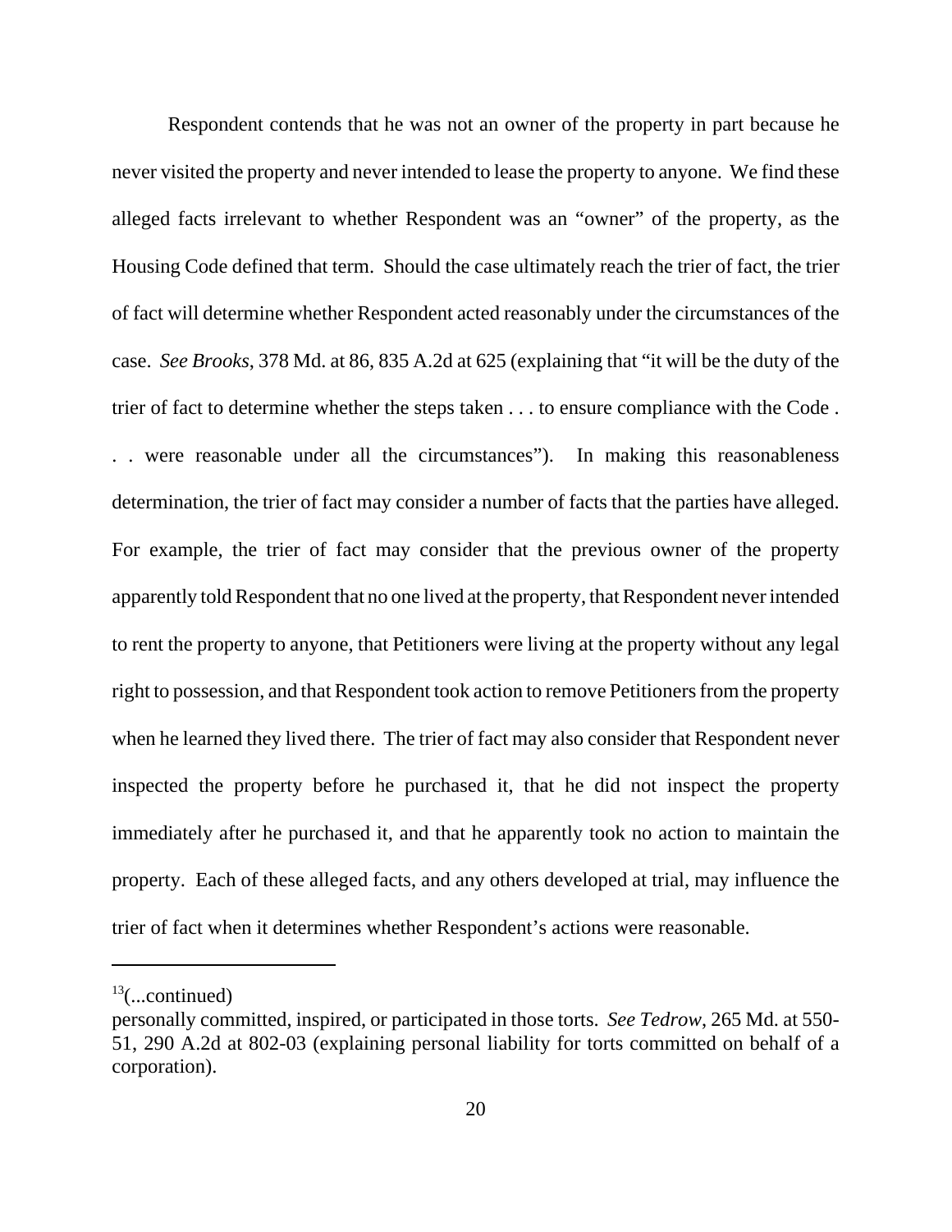Respondent contends that he was not an owner of the property in part because he never visited the property and never intended to lease the property to anyone. We find these alleged facts irrelevant to whether Respondent was an "owner" of the property, as the Housing Code defined that term. Should the case ultimately reach the trier of fact, the trier of fact will determine whether Respondent acted reasonably under the circumstances of the case. *See Brooks*, 378 Md. at 86, 835 A.2d at 625 (explaining that "it will be the duty of the trier of fact to determine whether the steps taken . . . to ensure compliance with the Code . . . were reasonable under all the circumstances"). In making this reasonableness determination, the trier of fact may consider a number of facts that the parties have alleged. For example, the trier of fact may consider that the previous owner of the property apparently told Respondent that no one lived at the property, that Respondent never intended to rent the property to anyone, that Petitioners were living at the property without any legal right to possession, and that Respondent took action to remove Petitioners from the property when he learned they lived there. The trier of fact may also consider that Respondent never inspected the property before he purchased it, that he did not inspect the property immediately after he purchased it, and that he apparently took no action to maintain the property. Each of these alleged facts, and any others developed at trial, may influence the trier of fact when it determines whether Respondent's actions were reasonable.

---

[13](...continued)

personally committed, inspired, or participated in those torts. *See Tedrow*, 265 Md. at 550-51, 290 A.2d at 802-03 (explaining personal liability for torts committed on behalf of a corporation).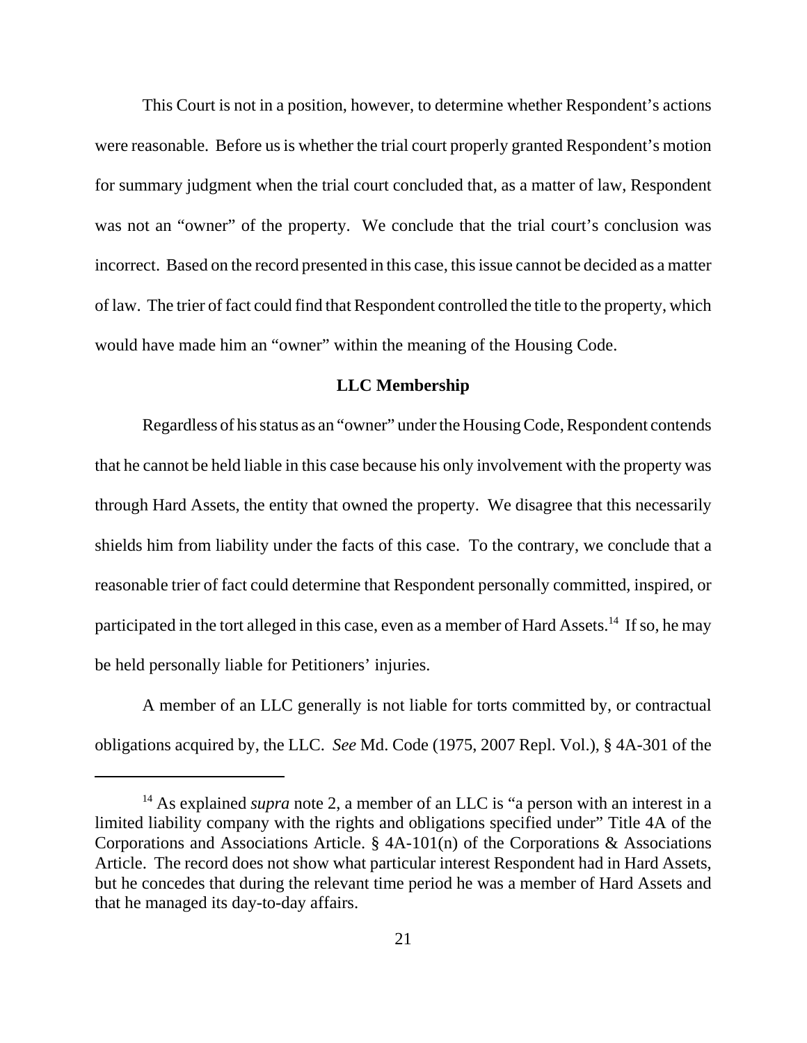This Court is not in a position, however, to determine whether Respondent's actions were reasonable. Before us is whether the trial court properly granted Respondent's motion for summary judgment when the trial court concluded that, as a matter of law, Respondent was not an "owner" of the property. We conclude that the trial court's conclusion was incorrect. Based on the record presented in this case, this issue cannot be decided as a matter of law. The trier of fact could find that Respondent controlled the title to the property, which would have made him an "owner" within the meaning of the Housing Code.

**LLC Membership**

Regardless of his status as an "owner" under the Housing Code, Respondent contends that he cannot be held liable in this case because his only involvement with the property was through Hard Assets, the entity that owned the property. We disagree that this necessarily shields him from liability under the facts of this case. To the contrary, we conclude that a reasonable trier of fact could determine that Respondent personally committed, inspired, or participated in the tort alleged in this case, even as a member of Hard Assets.[14] If so, he may be held personally liable for Petitioners' injuries.

A member of an LLC generally is not liable for torts committed by, or contractual obligations acquired by, the LLC. *See* Md. Code (1975, 2007 Repl. Vol.), § 4A-301 of the

---

[14] As explained *supra* note 2, a member of an LLC is "a person with an interest in a limited liability company with the rights and obligations specified under" Title 4A of the Corporations and Associations Article. § 4A-101(n) of the Corporations & Associations Article. The record does not show what particular interest Respondent had in Hard Assets, but he concedes that during the relevant time period he was a member of Hard Assets and that he managed its day-to-day affairs.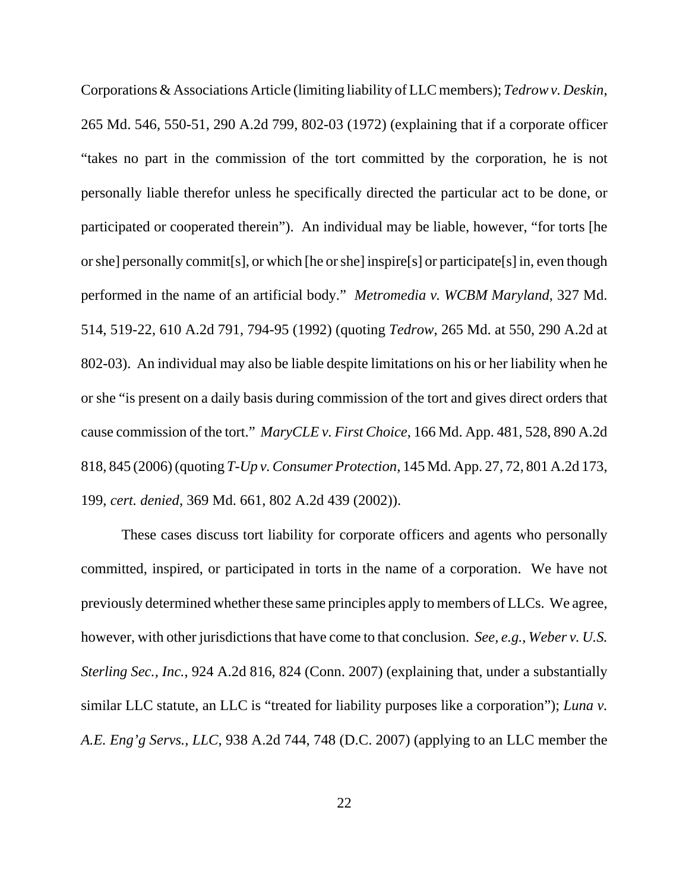Corporations & Associations Article (limiting liability of LLC members); *Tedrow v. Deskin*, 265 Md. 546, 550-51, 290 A.2d 799, 802-03 (1972) (explaining that if a corporate officer "takes no part in the commission of the tort committed by the corporation, he is not personally liable therefor unless he specifically directed the particular act to be done, or participated or cooperated therein"). An individual may be liable, however, "for torts [he or she] personally commit[s], or which [he or she] inspire[s] or participate[s] in, even though performed in the name of an artificial body." *Metromedia v. WCBM Maryland*, 327 Md. 514, 519-22, 610 A.2d 791, 794-95 (1992) (quoting *Tedrow*, 265 Md. at 550, 290 A.2d at 802-03). An individual may also be liable despite limitations on his or her liability when he or she "is present on a daily basis during commission of the tort and gives direct orders that cause commission of the tort." *MaryCLE v. First Choice*, 166 Md. App. 481, 528, 890 A.2d 818, 845 (2006) (quoting *T-Up v. Consumer Protection*, 145 Md. App. 27, 72, 801 A.2d 173, 199, *cert. denied*, 369 Md. 661, 802 A.2d 439 (2002)).

These cases discuss tort liability for corporate officers and agents who personally committed, inspired, or participated in torts in the name of a corporation. We have not previously determined whether these same principles apply to members of LLCs. We agree, however, with other jurisdictions that have come to that conclusion. *See, e.g.*, *Weber v. U.S. Sterling Sec., Inc.*, 924 A.2d 816, 824 (Conn. 2007) (explaining that, under a substantially similar LLC statute, an LLC is "treated for liability purposes like a corporation"); *Luna v. A.E. Eng'g Servs., LLC*, 938 A.2d 744, 748 (D.C. 2007) (applying to an LLC member the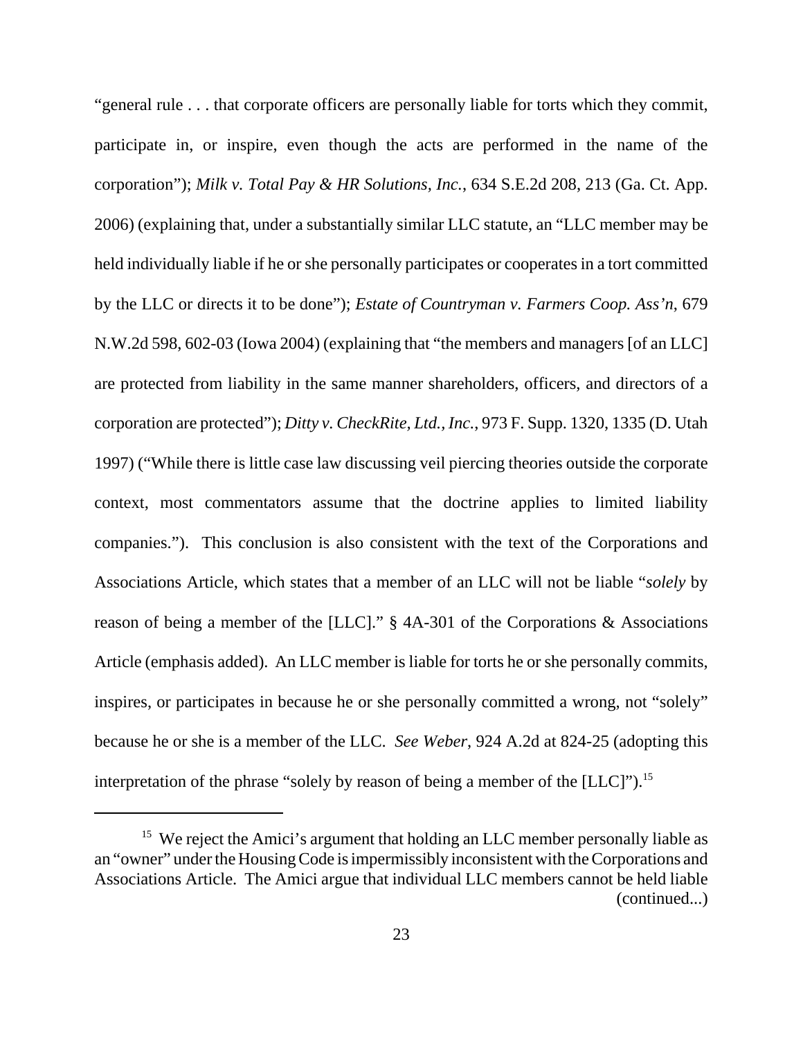"general rule . . . that corporate officers are personally liable for torts which they commit, participate in, or inspire, even though the acts are performed in the name of the corporation"); *Milk v. Total Pay & HR Solutions, Inc.*, 634 S.E.2d 208, 213 (Ga. Ct. App. 2006) (explaining that, under a substantially similar LLC statute, an "LLC member may be held individually liable if he or she personally participates or cooperates in a tort committed by the LLC or directs it to be done"); *Estate of Countryman v. Farmers Coop. Ass'n*, 679 N.W.2d 598, 602-03 (Iowa 2004) (explaining that "the members and managers [of an LLC] are protected from liability in the same manner shareholders, officers, and directors of a corporation are protected"); *Ditty v. CheckRite, Ltd., Inc.*, 973 F. Supp. 1320, 1335 (D. Utah 1997) ("While there is little case law discussing veil piercing theories outside the corporate context, most commentators assume that the doctrine applies to limited liability companies."). This conclusion is also consistent with the text of the Corporations and Associations Article, which states that a member of an LLC will not be liable "*solely* by reason of being a member of the [LLC]." § 4A-301 of the Corporations & Associations Article (emphasis added). An LLC member is liable for torts he or she personally commits, inspires, or participates in because he or she personally committed a wrong, not "solely" because he or she is a member of the LLC. *See Weber*, 924 A.2d at 824-25 (adopting this interpretation of the phrase "solely by reason of being a member of the [LLC]").[15]

---

[15] We reject the Amici's argument that holding an LLC member personally liable as an "owner" under the Housing Code is impermissibly inconsistent with the Corporations and Associations Article. The Amici argue that individual LLC members cannot be held liable (continued...)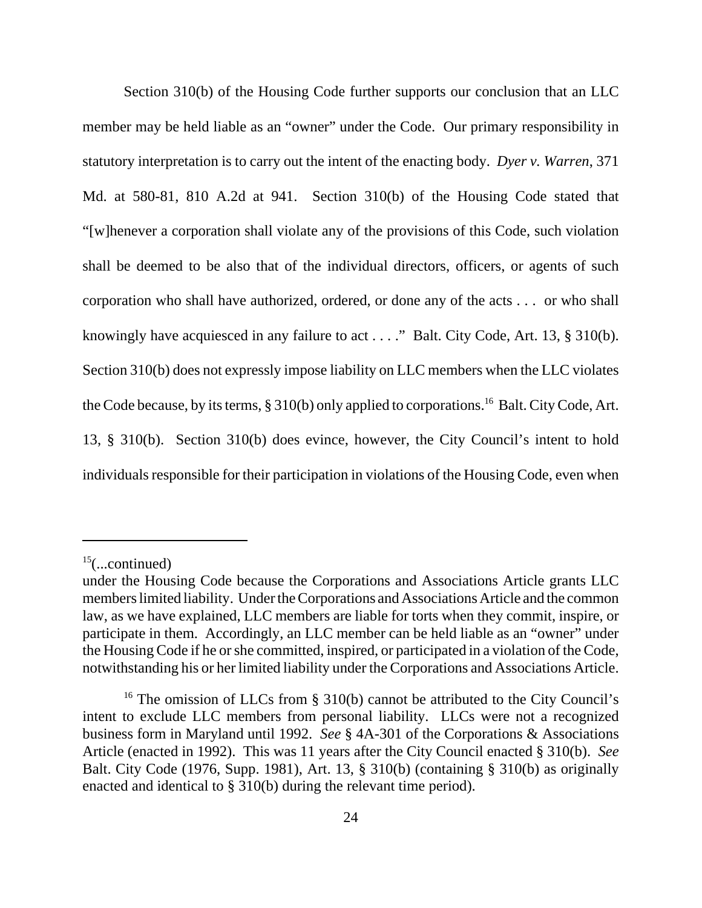Section 310(b) of the Housing Code further supports our conclusion that an LLC member may be held liable as an "owner" under the Code. Our primary responsibility in statutory interpretation is to carry out the intent of the enacting body. *Dyer v. Warren*, 371 Md. at 580-81, 810 A.2d at 941. Section 310(b) of the Housing Code stated that "[w]henever a corporation shall violate any of the provisions of this Code, such violation shall be deemed to be also that of the individual directors, officers, or agents of such corporation who shall have authorized, ordered, or done any of the acts . . . or who shall knowingly have acquiesced in any failure to act . . . ." Balt. City Code, Art. 13, § 310(b). Section 310(b) does not expressly impose liability on LLC members when the LLC violates the Code because, by its terms, § 310(b) only applied to corporations.[16] Balt. City Code, Art. 13, § 310(b). Section 310(b) does evince, however, the City Council's intent to hold individuals responsible for their participation in violations of the Housing Code, even when

---

[15](...continued)
under the Housing Code because the Corporations and Associations Article grants LLC members limited liability. Under the Corporations and Associations Article and the common law, as we have explained, LLC members are liable for torts when they commit, inspire, or participate in them. Accordingly, an LLC member can be held liable as an "owner" under the Housing Code if he or she committed, inspired, or participated in a violation of the Code, notwithstanding his or her limited liability under the Corporations and Associations Article.

[16] The omission of LLCs from § 310(b) cannot be attributed to the City Council's intent to exclude LLC members from personal liability. LLCs were not a recognized business form in Maryland until 1992. *See* § 4A-301 of the Corporations & Associations Article (enacted in 1992). This was 11 years after the City Council enacted § 310(b). *See* Balt. City Code (1976, Supp. 1981), Art. 13, § 310(b) (containing § 310(b) as originally enacted and identical to § 310(b) during the relevant time period).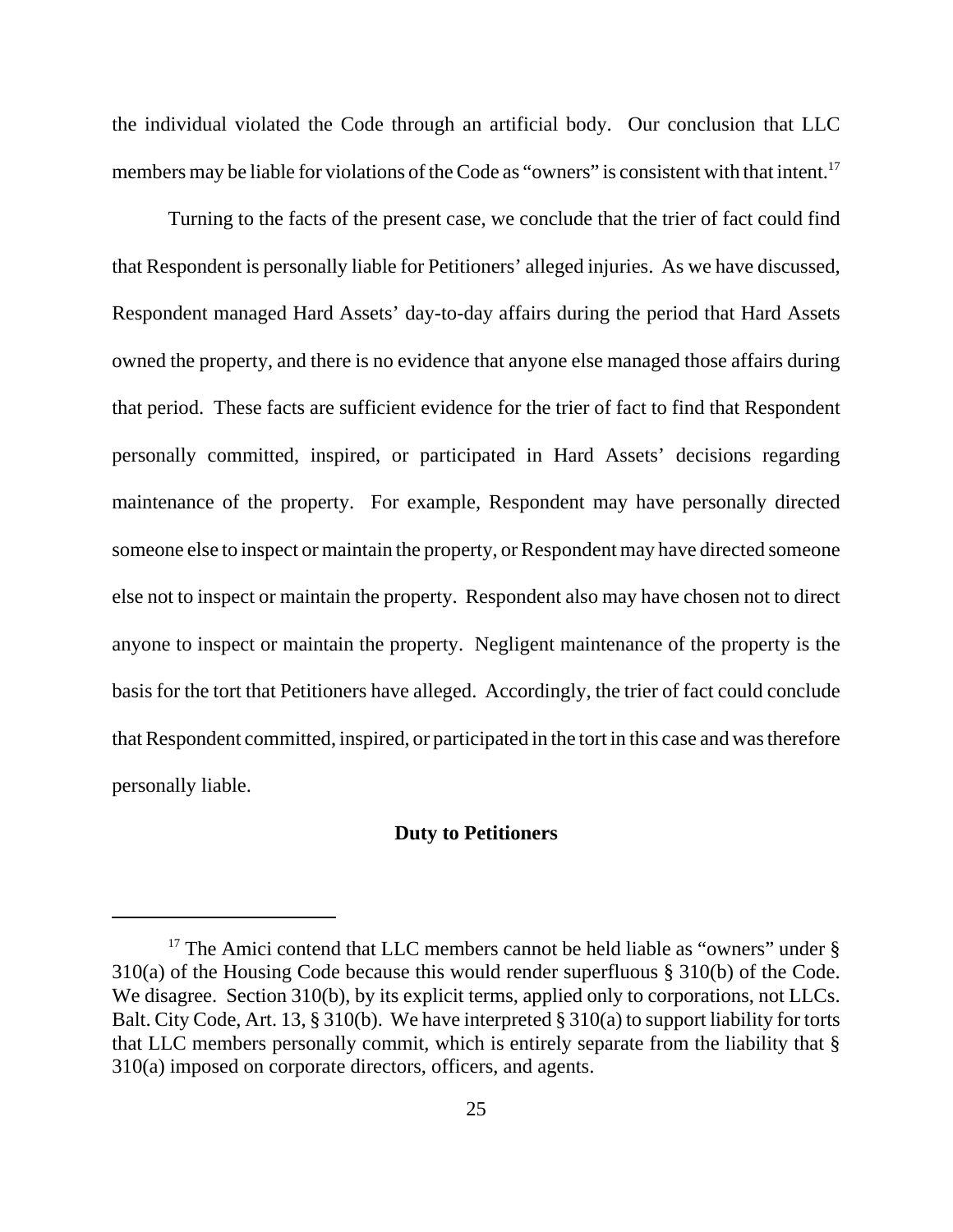the individual violated the Code through an artificial body. Our conclusion that LLC members may be liable for violations of the Code as "owners" is consistent with that intent.[17]

Turning to the facts of the present case, we conclude that the trier of fact could find that Respondent is personally liable for Petitioners' alleged injuries. As we have discussed, Respondent managed Hard Assets' day-to-day affairs during the period that Hard Assets owned the property, and there is no evidence that anyone else managed those affairs during that period. These facts are sufficient evidence for the trier of fact to find that Respondent personally committed, inspired, or participated in Hard Assets' decisions regarding maintenance of the property. For example, Respondent may have personally directed someone else to inspect or maintain the property, or Respondent may have directed someone else not to inspect or maintain the property. Respondent also may have chosen not to direct anyone to inspect or maintain the property. Negligent maintenance of the property is the basis for the tort that Petitioners have alleged. Accordingly, the trier of fact could conclude that Respondent committed, inspired, or participated in the tort in this case and was therefore personally liable.

**Duty to Petitioners**

---

[17] The Amici contend that LLC members cannot be held liable as "owners" under § 310(a) of the Housing Code because this would render superfluous § 310(b) of the Code. We disagree. Section 310(b), by its explicit terms, applied only to corporations, not LLCs. Balt. City Code, Art. 13, § 310(b). We have interpreted § 310(a) to support liability for torts that LLC members personally commit, which is entirely separate from the liability that § 310(a) imposed on corporate directors, officers, and agents.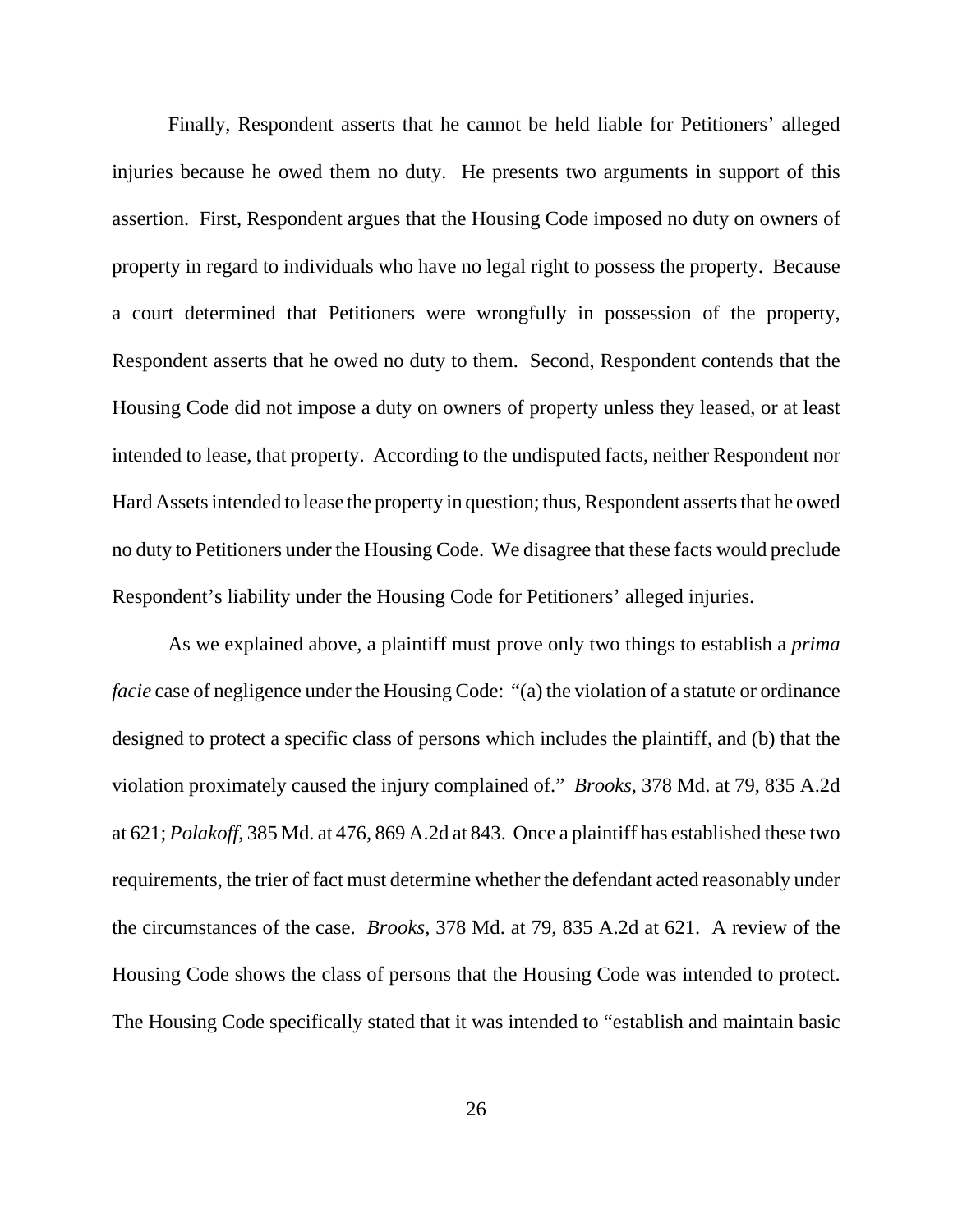Finally, Respondent asserts that he cannot be held liable for Petitioners' alleged injuries because he owed them no duty. He presents two arguments in support of this assertion. First, Respondent argues that the Housing Code imposed no duty on owners of property in regard to individuals who have no legal right to possess the property. Because a court determined that Petitioners were wrongfully in possession of the property, Respondent asserts that he owed no duty to them. Second, Respondent contends that the Housing Code did not impose a duty on owners of property unless they leased, or at least intended to lease, that property. According to the undisputed facts, neither Respondent nor Hard Assets intended to lease the property in question; thus, Respondent asserts that he owed no duty to Petitioners under the Housing Code. We disagree that these facts would preclude Respondent's liability under the Housing Code for Petitioners' alleged injuries.

As we explained above, a plaintiff must prove only two things to establish a *prima facie* case of negligence under the Housing Code: "(a) the violation of a statute or ordinance designed to protect a specific class of persons which includes the plaintiff, and (b) that the violation proximately caused the injury complained of." *Brooks*, 378 Md. at 79, 835 A.2d at 621; *Polakoff*, 385 Md. at 476, 869 A.2d at 843. Once a plaintiff has established these two requirements, the trier of fact must determine whether the defendant acted reasonably under the circumstances of the case. *Brooks*, 378 Md. at 79, 835 A.2d at 621. A review of the Housing Code shows the class of persons that the Housing Code was intended to protect. The Housing Code specifically stated that it was intended to "establish and maintain basic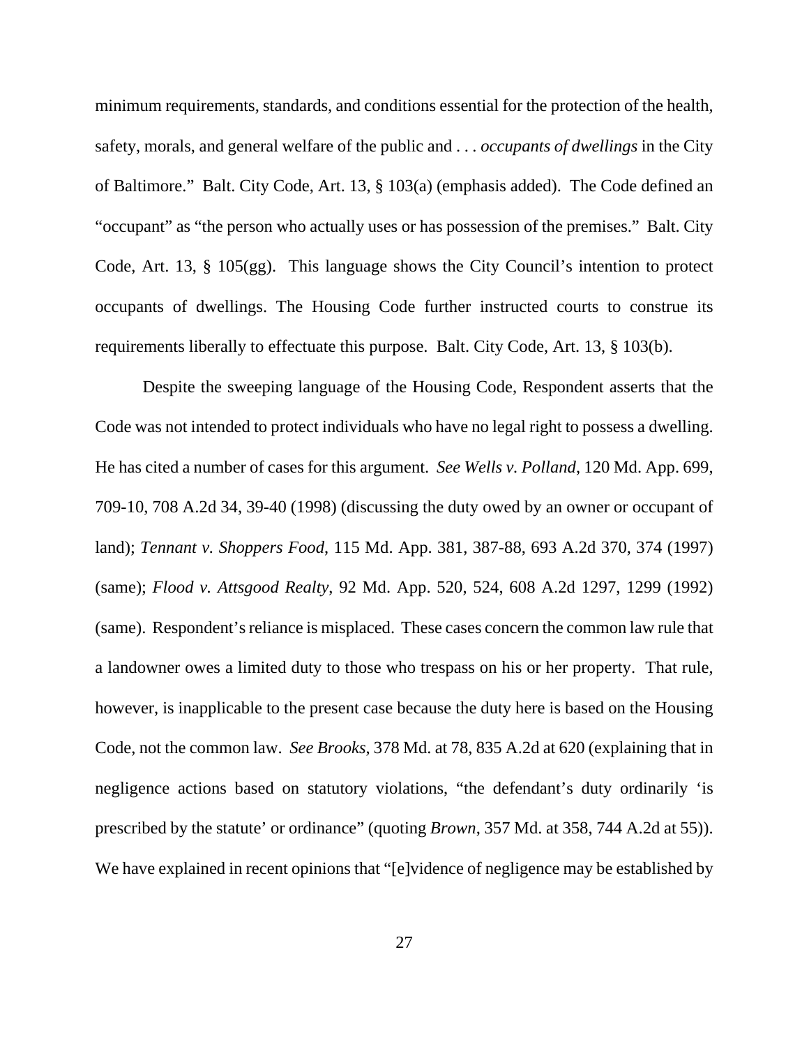minimum requirements, standards, and conditions essential for the protection of the health, safety, morals, and general welfare of the public and . . . *occupants of dwellings* in the City of Baltimore." Balt. City Code, Art. 13, § 103(a) (emphasis added). The Code defined an "occupant" as "the person who actually uses or has possession of the premises." Balt. City Code, Art. 13, § 105(gg). This language shows the City Council's intention to protect occupants of dwellings. The Housing Code further instructed courts to construe its requirements liberally to effectuate this purpose. Balt. City Code, Art. 13, § 103(b).

Despite the sweeping language of the Housing Code, Respondent asserts that the Code was not intended to protect individuals who have no legal right to possess a dwelling. He has cited a number of cases for this argument. *See Wells v. Polland*, 120 Md. App. 699, 709-10, 708 A.2d 34, 39-40 (1998) (discussing the duty owed by an owner or occupant of land); *Tennant v. Shoppers Food*, 115 Md. App. 381, 387-88, 693 A.2d 370, 374 (1997) (same); *Flood v. Attsgood Realty*, 92 Md. App. 520, 524, 608 A.2d 1297, 1299 (1992) (same). Respondent's reliance is misplaced. These cases concern the common law rule that a landowner owes a limited duty to those who trespass on his or her property. That rule, however, is inapplicable to the present case because the duty here is based on the Housing Code, not the common law. *See Brooks*, 378 Md. at 78, 835 A.2d at 620 (explaining that in negligence actions based on statutory violations, "the defendant's duty ordinarily 'is prescribed by the statute' or ordinance" (quoting *Brown*, 357 Md. at 358, 744 A.2d at 55)). We have explained in recent opinions that "[e]vidence of negligence may be established by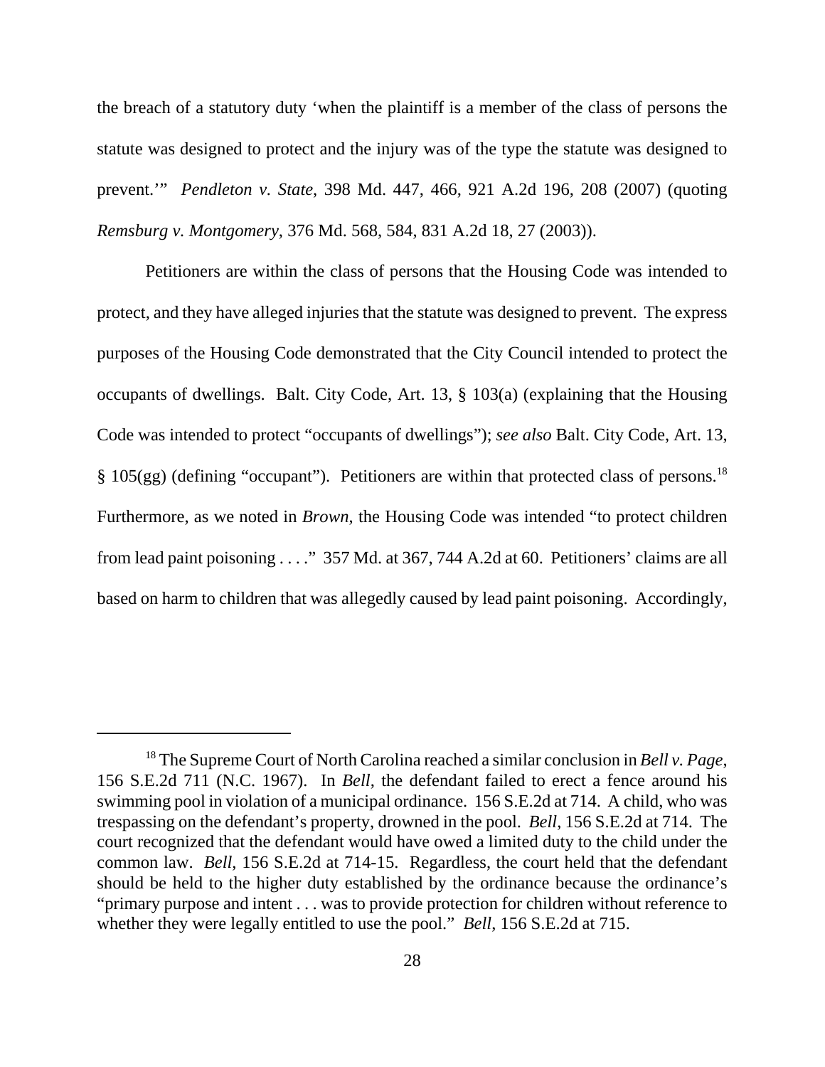the breach of a statutory duty 'when the plaintiff is a member of the class of persons the statute was designed to protect and the injury was of the type the statute was designed to prevent.'" *Pendleton v. State*, 398 Md. 447, 466, 921 A.2d 196, 208 (2007) (quoting *Remsburg v. Montgomery*, 376 Md. 568, 584, 831 A.2d 18, 27 (2003)).

Petitioners are within the class of persons that the Housing Code was intended to protect, and they have alleged injuries that the statute was designed to prevent. The express purposes of the Housing Code demonstrated that the City Council intended to protect the occupants of dwellings. Balt. City Code, Art. 13, § 103(a) (explaining that the Housing Code was intended to protect "occupants of dwellings"); *see also* Balt. City Code, Art. 13, § 105(gg) (defining "occupant"). Petitioners are within that protected class of persons.[18] Furthermore, as we noted in *Brown*, the Housing Code was intended "to protect children from lead paint poisoning . . . ." 357 Md. at 367, 744 A.2d at 60. Petitioners' claims are all based on harm to children that was allegedly caused by lead paint poisoning. Accordingly,

---

[18] The Supreme Court of North Carolina reached a similar conclusion in *Bell v. Page*, 156 S.E.2d 711 (N.C. 1967). In *Bell*, the defendant failed to erect a fence around his swimming pool in violation of a municipal ordinance. 156 S.E.2d at 714. A child, who was trespassing on the defendant's property, drowned in the pool. *Bell*, 156 S.E.2d at 714. The court recognized that the defendant would have owed a limited duty to the child under the common law. *Bell*, 156 S.E.2d at 714-15. Regardless, the court held that the defendant should be held to the higher duty established by the ordinance because the ordinance's "primary purpose and intent . . . was to provide protection for children without reference to whether they were legally entitled to use the pool." *Bell*, 156 S.E.2d at 715.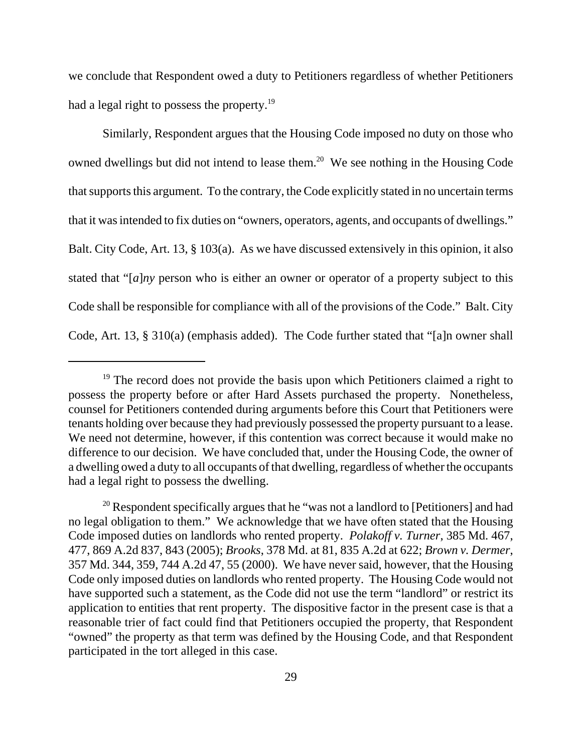we conclude that Respondent owed a duty to Petitioners regardless of whether Petitioners had a legal right to possess the property.[19]

Similarly, Respondent argues that the Housing Code imposed no duty on those who owned dwellings but did not intend to lease them.[20] We see nothing in the Housing Code that supports this argument. To the contrary, the Code explicitly stated in no uncertain terms that it was intended to fix duties on "owners, operators, agents, and occupants of dwellings." Balt. City Code, Art. 13, § 103(a). As we have discussed extensively in this opinion, it also stated that "[*a*]*ny* person who is either an owner or operator of a property subject to this Code shall be responsible for compliance with all of the provisions of the Code." Balt. City Code, Art. 13, § 310(a) (emphasis added). The Code further stated that "[a]n owner shall

---

[19] The record does not provide the basis upon which Petitioners claimed a right to possess the property before or after Hard Assets purchased the property. Nonetheless, counsel for Petitioners contended during arguments before this Court that Petitioners were tenants holding over because they had previously possessed the property pursuant to a lease. We need not determine, however, if this contention was correct because it would make no difference to our decision. We have concluded that, under the Housing Code, the owner of a dwelling owed a duty to all occupants of that dwelling, regardless of whether the occupants had a legal right to possess the dwelling.

[20] Respondent specifically argues that he "was not a landlord to [Petitioners] and had no legal obligation to them." We acknowledge that we have often stated that the Housing Code imposed duties on landlords who rented property. *Polakoff v. Turner*, 385 Md. 467, 477, 869 A.2d 837, 843 (2005); *Brooks*, 378 Md. at 81, 835 A.2d at 622; *Brown v. Dermer*, 357 Md. 344, 359, 744 A.2d 47, 55 (2000). We have never said, however, that the Housing Code only imposed duties on landlords who rented property. The Housing Code would not have supported such a statement, as the Code did not use the term "landlord" or restrict its application to entities that rent property. The dispositive factor in the present case is that a reasonable trier of fact could find that Petitioners occupied the property, that Respondent "owned" the property as that term was defined by the Housing Code, and that Respondent participated in the tort alleged in this case.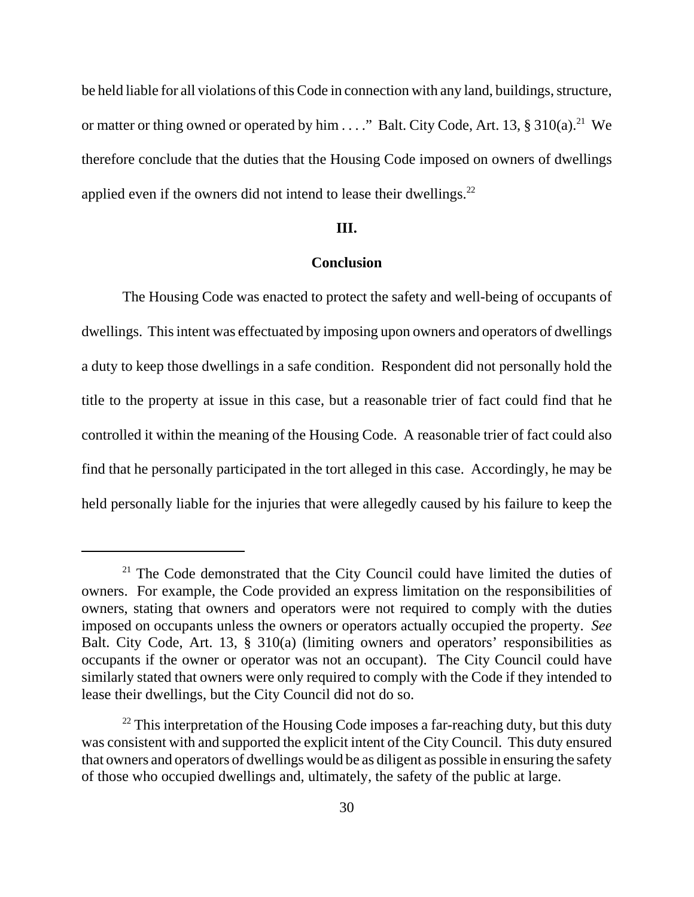be held liable for all violations of this Code in connection with any land, buildings, structure, or matter or thing owned or operated by him . . . ." Balt. City Code, Art. 13, § 310(a).[21] We therefore conclude that the duties that the Housing Code imposed on owners of dwellings applied even if the owners did not intend to lease their dwellings.[22]

## III.

## Conclusion

The Housing Code was enacted to protect the safety and well-being of occupants of dwellings. This intent was effectuated by imposing upon owners and operators of dwellings a duty to keep those dwellings in a safe condition. Respondent did not personally hold the title to the property at issue in this case, but a reasonable trier of fact could find that he controlled it within the meaning of the Housing Code. A reasonable trier of fact could also find that he personally participated in the tort alleged in this case. Accordingly, he may be held personally liable for the injuries that were allegedly caused by his failure to keep the

---

[21] The Code demonstrated that the City Council could have limited the duties of owners. For example, the Code provided an express limitation on the responsibilities of owners, stating that owners and operators were not required to comply with the duties imposed on occupants unless the owners or operators actually occupied the property. *See* Balt. City Code, Art. 13, § 310(a) (limiting owners and operators' responsibilities as occupants if the owner or operator was not an occupant). The City Council could have similarly stated that owners were only required to comply with the Code if they intended to lease their dwellings, but the City Council did not do so.

[22] This interpretation of the Housing Code imposes a far-reaching duty, but this duty was consistent with and supported the explicit intent of the City Council. This duty ensured that owners and operators of dwellings would be as diligent as possible in ensuring the safety of those who occupied dwellings and, ultimately, the safety of the public at large.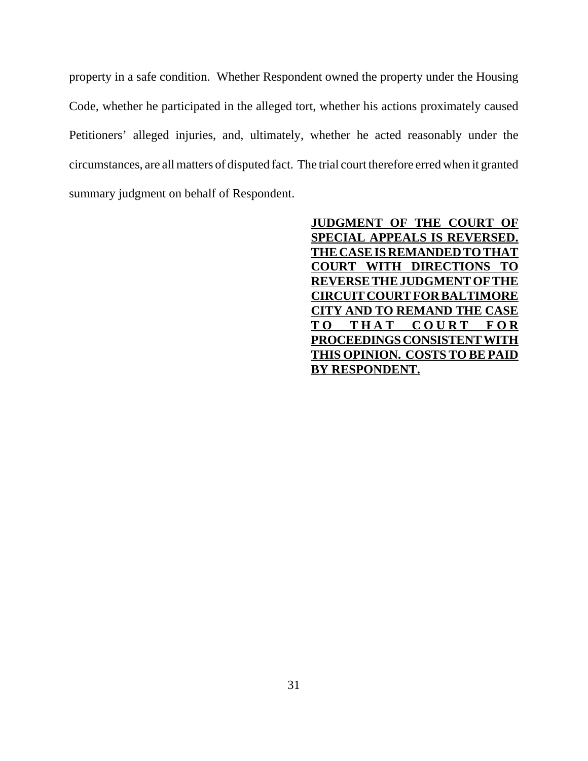property in a safe condition. Whether Respondent owned the property under the Housing Code, whether he participated in the alleged tort, whether his actions proximately caused Petitioners' alleged injuries, and, ultimately, whether he acted reasonably under the circumstances, are all matters of disputed fact. The trial court therefore erred when it granted summary judgment on behalf of Respondent.

**JUDGMENT OF THE COURT OF SPECIAL APPEALS IS REVERSED. THE CASE IS REMANDED TO THAT COURT WITH DIRECTIONS TO REVERSE THE JUDGMENT OF THE CIRCUIT COURT FOR BALTIMORE CITY AND TO REMAND THE CASE TO THAT COURT FOR PROCEEDINGS CONSISTENT WITH THIS OPINION. COSTS TO BE PAID BY RESPONDENT.**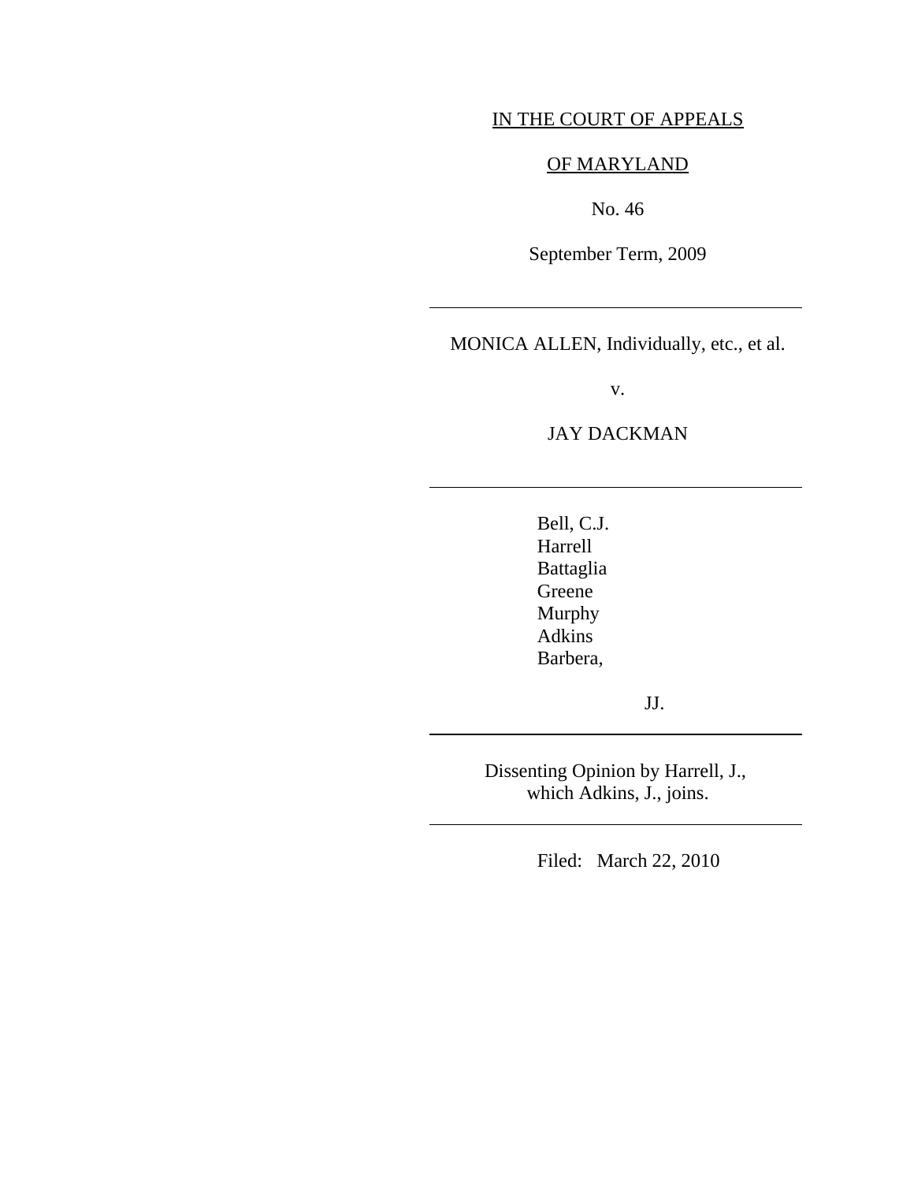IN THE COURT OF APPEALS

OF MARYLAND

No. 46

September Term, 2009

---

MONICA ALLEN, Individually, etc., et al.

v.

JAY DACKMAN

---

Bell, C.J.
Harrell
Battaglia
Greene
Murphy
Adkins
Barbera,

JJ.

---

Dissenting Opinion by Harrell, J., which Adkins, J., joins.

---

Filed: March 22, 2010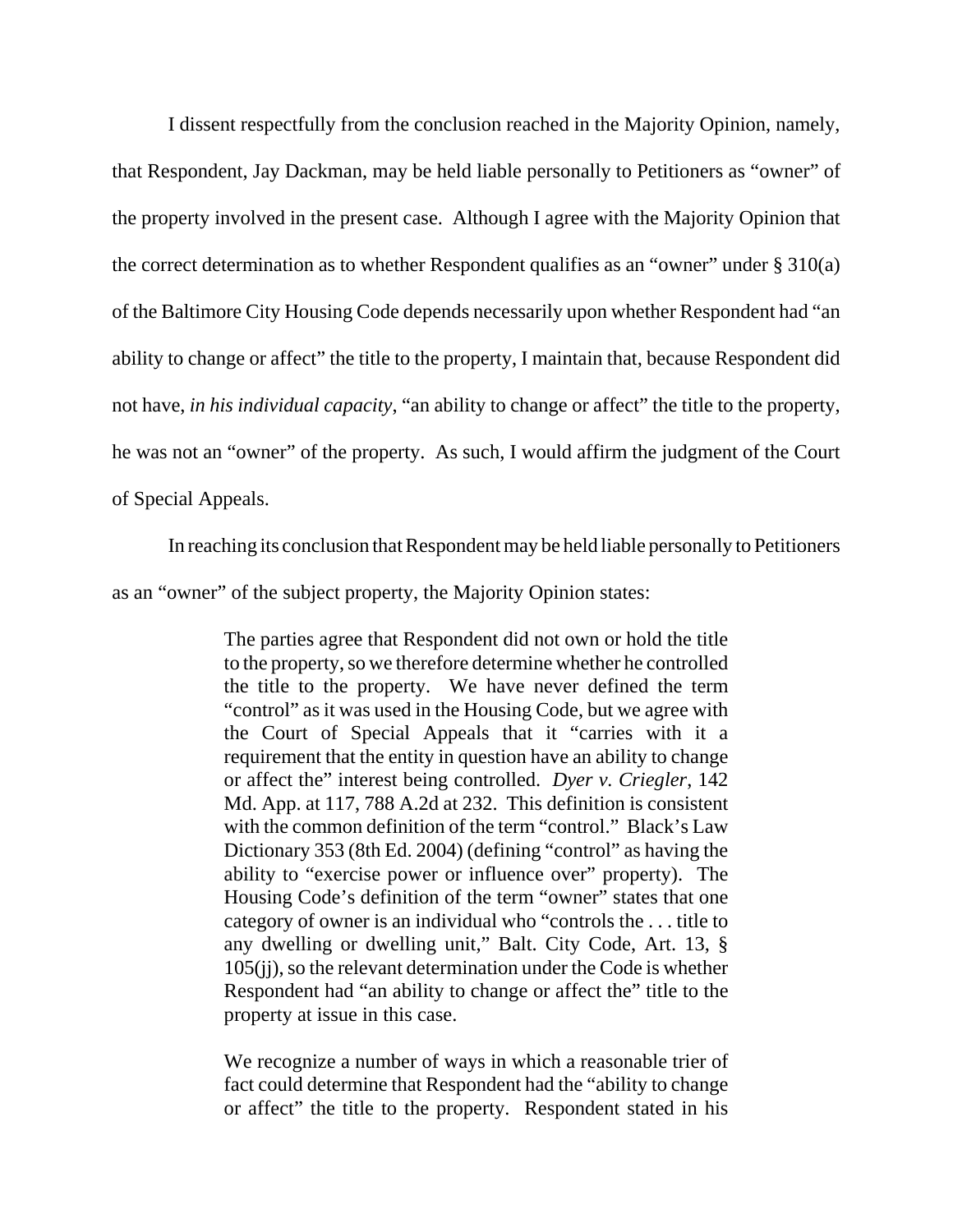I dissent respectfully from the conclusion reached in the Majority Opinion, namely, that Respondent, Jay Dackman, may be held liable personally to Petitioners as "owner" of the property involved in the present case. Although I agree with the Majority Opinion that the correct determination as to whether Respondent qualifies as an "owner" under § 310(a) of the Baltimore City Housing Code depends necessarily upon whether Respondent had "an ability to change or affect" the title to the property, I maintain that, because Respondent did not have, *in his individual capacity*, "an ability to change or affect" the title to the property, he was not an "owner" of the property. As such, I would affirm the judgment of the Court of Special Appeals.

In reaching its conclusion that Respondent may be held liable personally to Petitioners as an "owner" of the subject property, the Majority Opinion states:

> The parties agree that Respondent did not own or hold the title to the property, so we therefore determine whether he controlled the title to the property. We have never defined the term "control" as it was used in the Housing Code, but we agree with the Court of Special Appeals that it "carries with it a requirement that the entity in question have an ability to change or affect the" interest being controlled. *Dyer v. Criegler*, 142 Md. App. at 117, 788 A.2d at 232. This definition is consistent with the common definition of the term "control." Black's Law Dictionary 353 (8th Ed. 2004) (defining "control" as having the ability to "exercise power or influence over" property). The Housing Code's definition of the term "owner" states that one category of owner is an individual who "controls the . . . title to any dwelling or dwelling unit," Balt. City Code, Art. 13, § 105(jj), so the relevant determination under the Code is whether Respondent had "an ability to change or affect the" title to the property at issue in this case.
>
> We recognize a number of ways in which a reasonable trier of fact could determine that Respondent had the "ability to change or affect" the title to the property. Respondent stated in his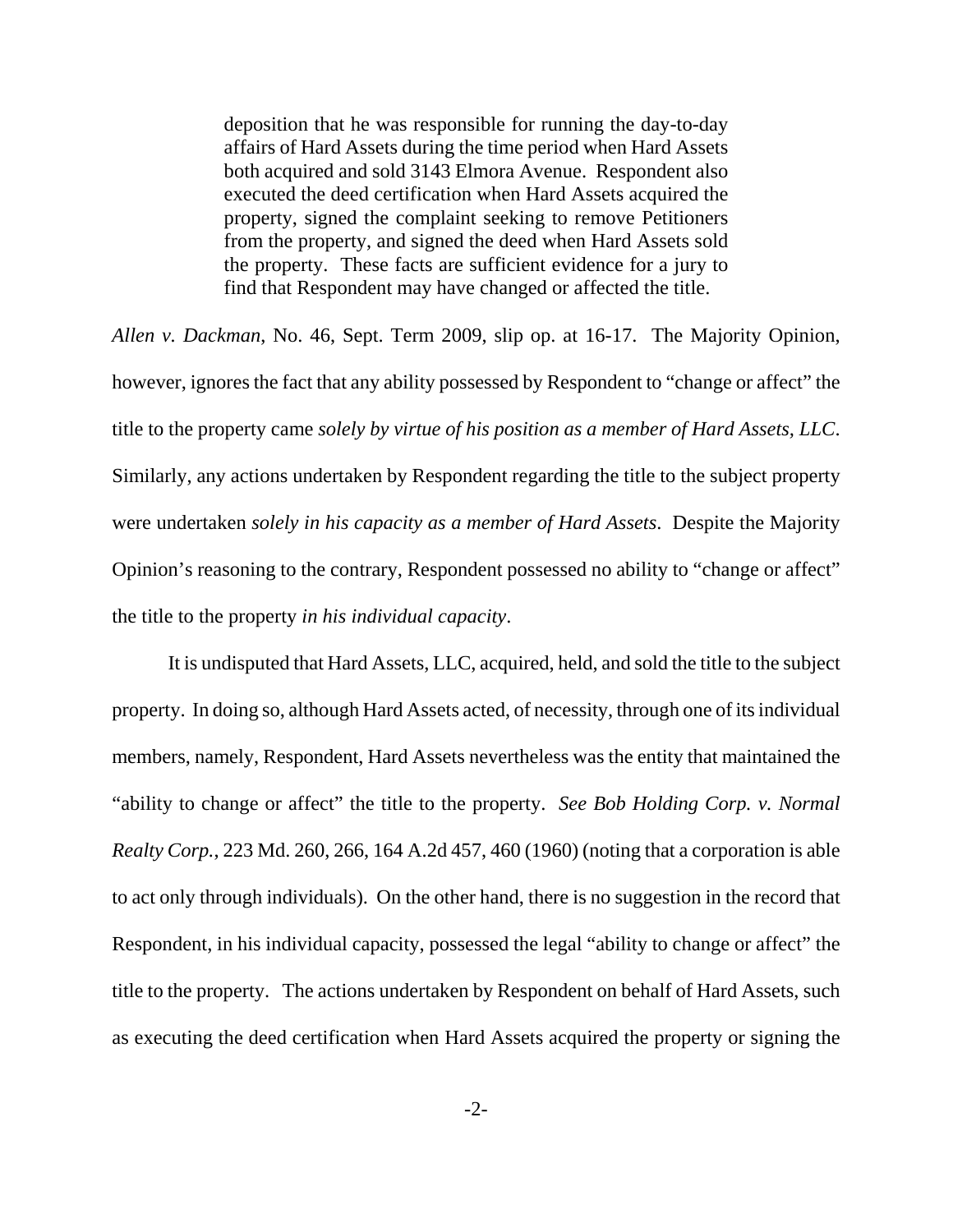> deposition that he was responsible for running the day-to-day affairs of Hard Assets during the time period when Hard Assets both acquired and sold 3143 Elmora Avenue. Respondent also executed the deed certification when Hard Assets acquired the property, signed the complaint seeking to remove Petitioners from the property, and signed the deed when Hard Assets sold the property. These facts are sufficient evidence for a jury to find that Respondent may have changed or affected the title.

*Allen v. Dackman*, No. 46, Sept. Term 2009, slip op. at 16-17. The Majority Opinion, however, ignores the fact that any ability possessed by Respondent to "change or affect" the title to the property came *solely by virtue of his position as a member of Hard Assets, LLC*. Similarly, any actions undertaken by Respondent regarding the title to the subject property were undertaken *solely in his capacity as a member of Hard Assets*. Despite the Majority Opinion's reasoning to the contrary, Respondent possessed no ability to "change or affect" the title to the property *in his individual capacity*.

It is undisputed that Hard Assets, LLC, acquired, held, and sold the title to the subject property. In doing so, although Hard Assets acted, of necessity, through one of its individual members, namely, Respondent, Hard Assets nevertheless was the entity that maintained the "ability to change or affect" the title to the property. *See Bob Holding Corp. v. Normal Realty Corp.*, 223 Md. 260, 266, 164 A.2d 457, 460 (1960) (noting that a corporation is able to act only through individuals). On the other hand, there is no suggestion in the record that Respondent, in his individual capacity, possessed the legal "ability to change or affect" the title to the property. The actions undertaken by Respondent on behalf of Hard Assets, such as executing the deed certification when Hard Assets acquired the property or signing the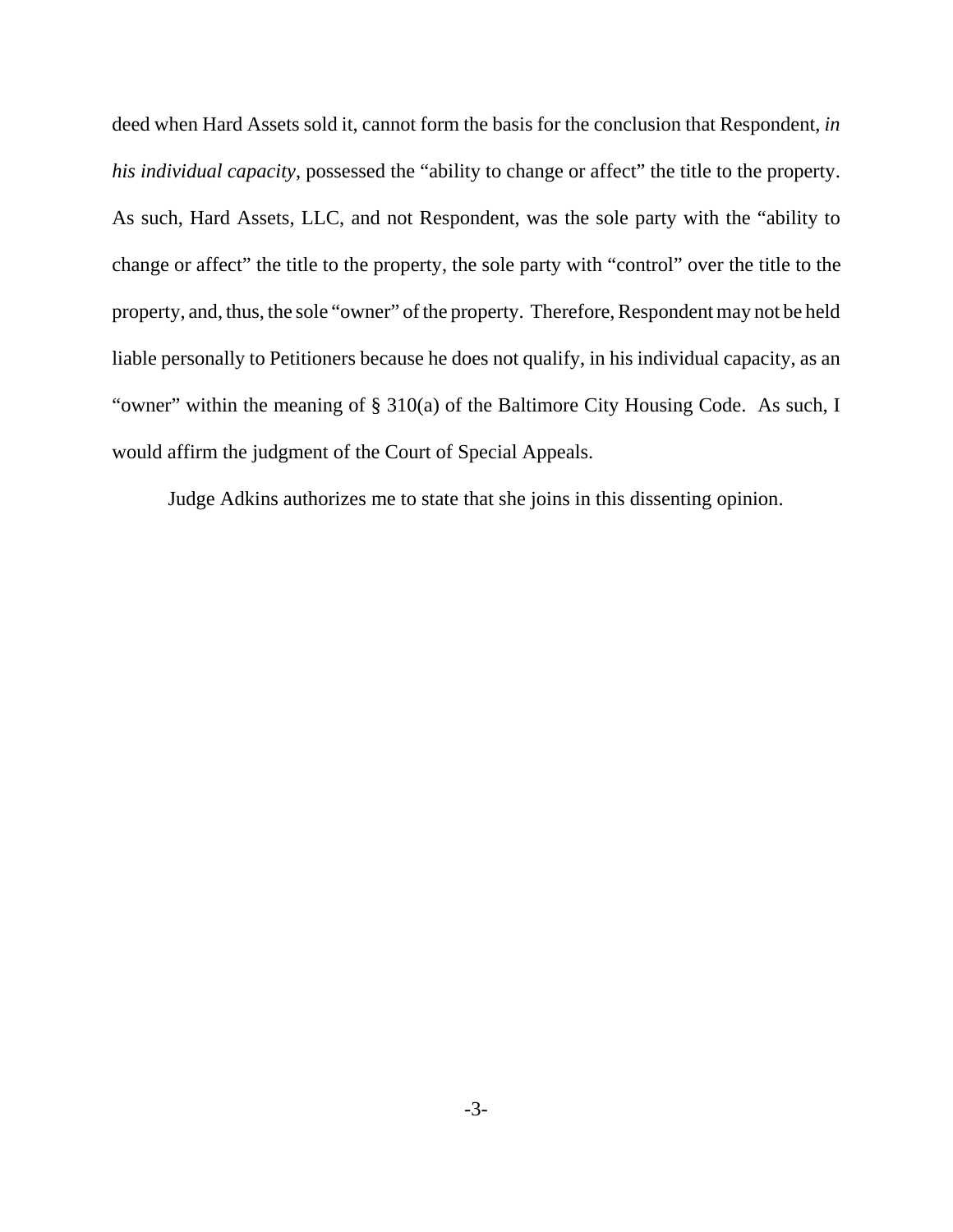deed when Hard Assets sold it, cannot form the basis for the conclusion that Respondent, *in his individual capacity*, possessed the "ability to change or affect" the title to the property. As such, Hard Assets, LLC, and not Respondent, was the sole party with the "ability to change or affect" the title to the property, the sole party with "control" over the title to the property, and, thus, the sole "owner" of the property. Therefore, Respondent may not be held liable personally to Petitioners because he does not qualify, in his individual capacity, as an "owner" within the meaning of § 310(a) of the Baltimore City Housing Code. As such, I would affirm the judgment of the Court of Special Appeals.

Judge Adkins authorizes me to state that she joins in this dissenting opinion.